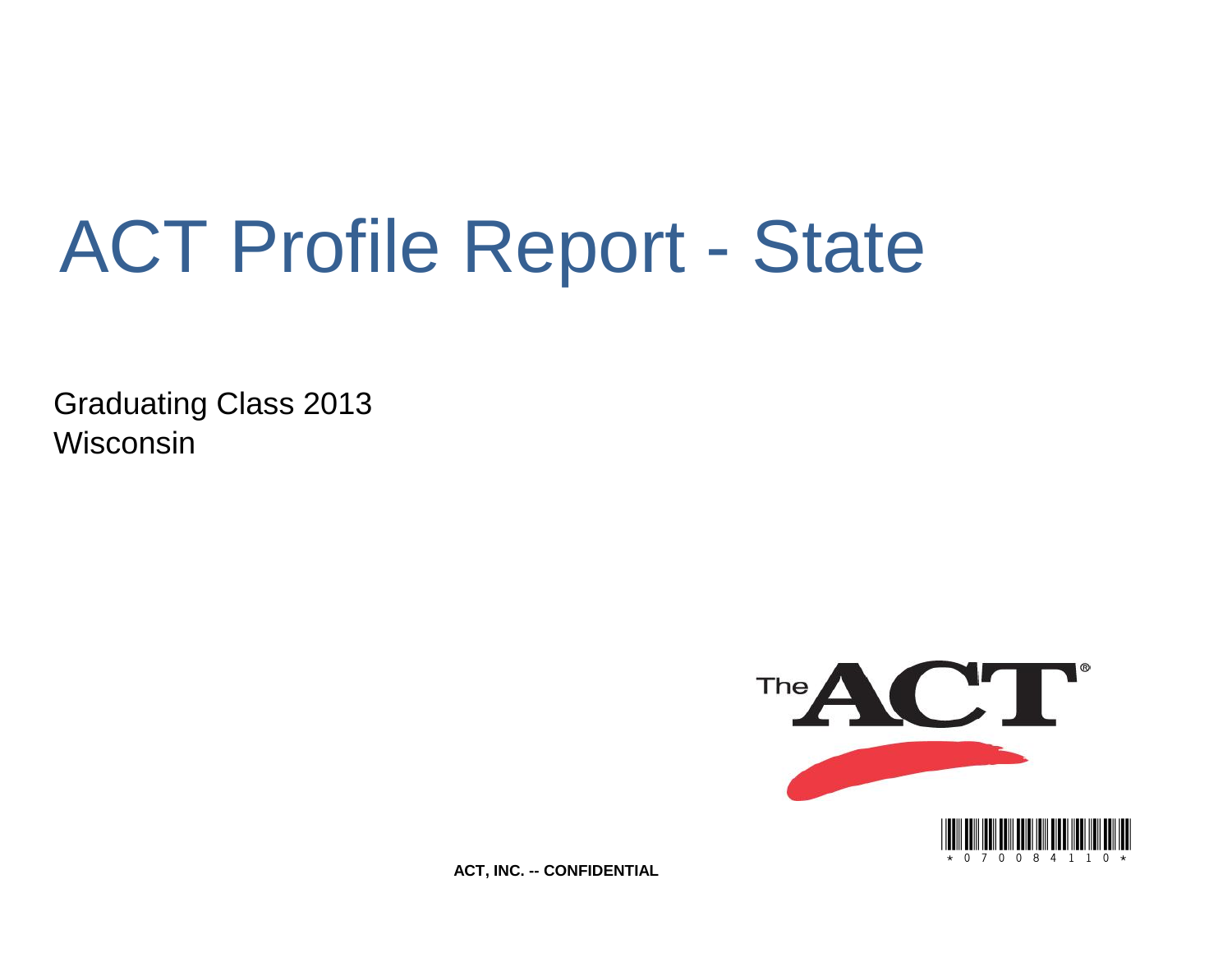# ACT Profile Report - State

Graduating Class 2013
Wisconsin

ACT, INC. -- CONFIDENTIAL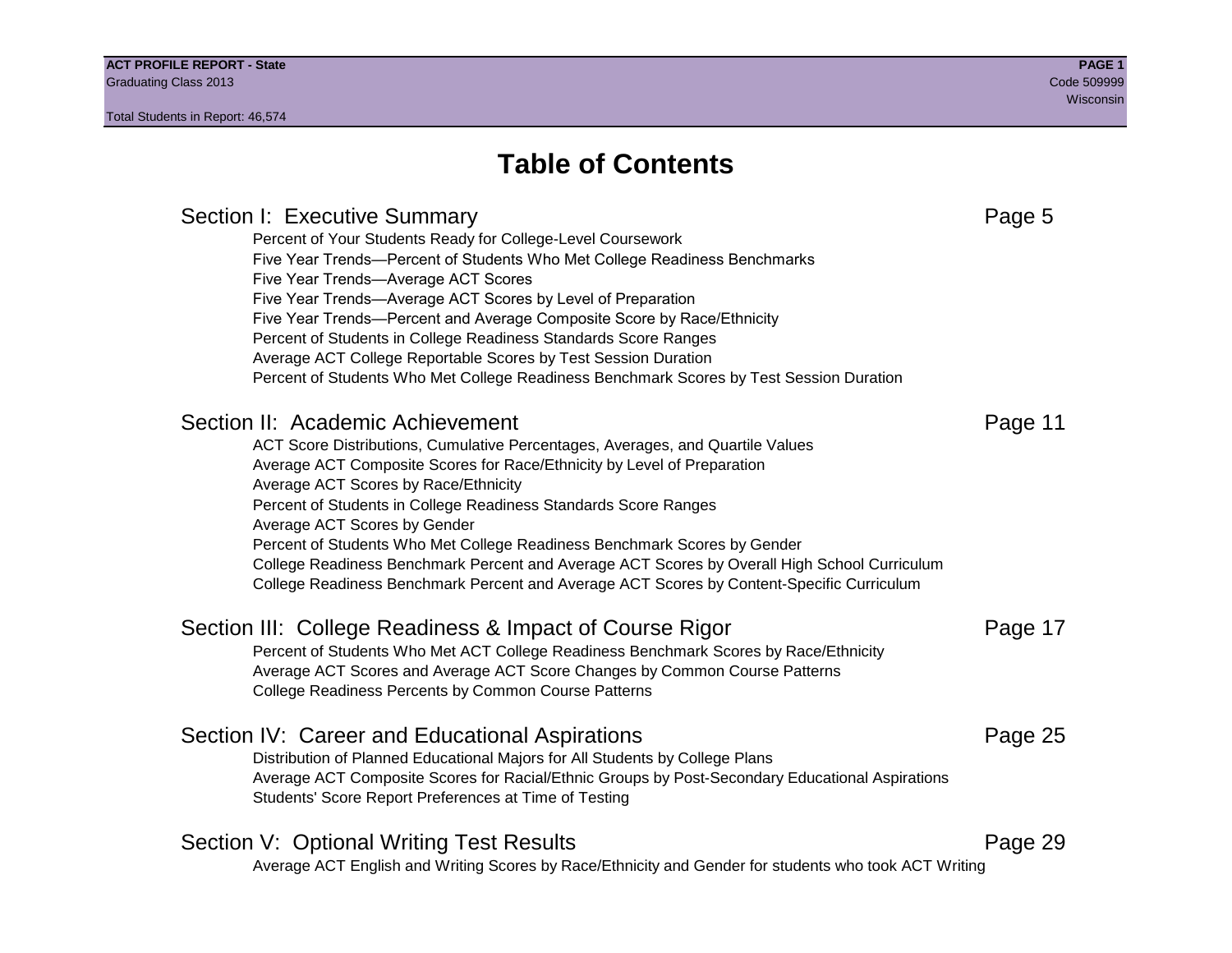# Table of Contents

## Section I: Executive Summary — Page 5

- Percent of Your Students Ready for College-Level Coursework
- Five Year Trends—Percent of Students Who Met College Readiness Benchmarks
- Five Year Trends—Average ACT Scores
- Five Year Trends—Average ACT Scores by Level of Preparation
- Five Year Trends—Percent and Average Composite Score by Race/Ethnicity
- Percent of Students in College Readiness Standards Score Ranges
- Average ACT College Reportable Scores by Test Session Duration
- Percent of Students Who Met College Readiness Benchmark Scores by Test Session Duration

## Section II: Academic Achievement — Page 11

- ACT Score Distributions, Cumulative Percentages, Averages, and Quartile Values
- Average ACT Composite Scores for Race/Ethnicity by Level of Preparation
- Average ACT Scores by Race/Ethnicity
- Percent of Students in College Readiness Standards Score Ranges
- Average ACT Scores by Gender
- Percent of Students Who Met College Readiness Benchmark Scores by Gender
- College Readiness Benchmark Percent and Average ACT Scores by Overall High School Curriculum
- College Readiness Benchmark Percent and Average ACT Scores by Content-Specific Curriculum

## Section III: College Readiness & Impact of Course Rigor — Page 17

- Percent of Students Who Met ACT College Readiness Benchmark Scores by Race/Ethnicity
- Average ACT Scores and Average ACT Score Changes by Common Course Patterns
- College Readiness Percents by Common Course Patterns

## Section IV: Career and Educational Aspirations — Page 25

- Distribution of Planned Educational Majors for All Students by College Plans
- Average ACT Composite Scores for Racial/Ethnic Groups by Post-Secondary Educational Aspirations
- Students' Score Report Preferences at Time of Testing

## Section V: Optional Writing Test Results — Page 29

- Average ACT English and Writing Scores by Race/Ethnicity and Gender for students who took ACT Writing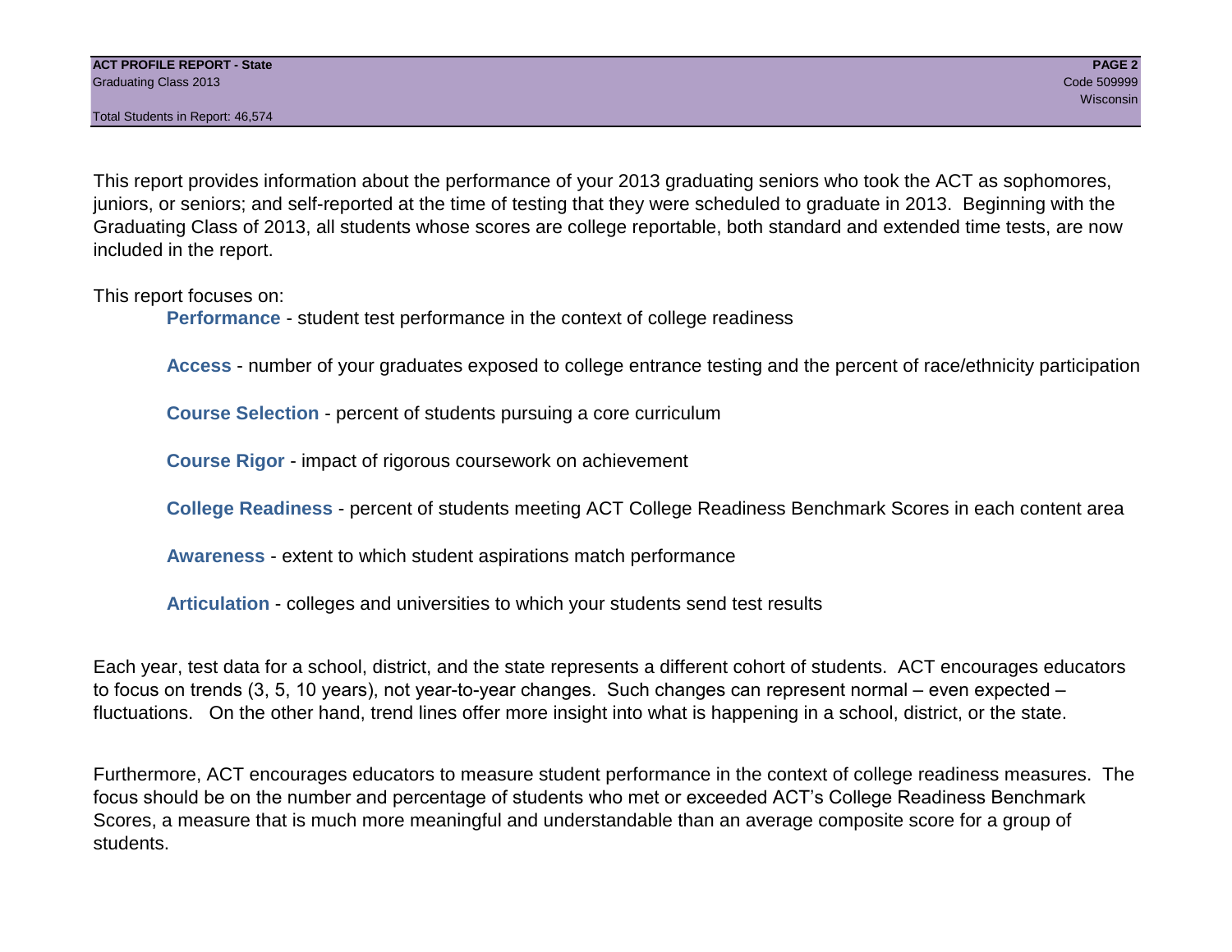This report provides information about the performance of your 2013 graduating seniors who took the ACT as sophomores, juniors, or seniors; and self-reported at the time of testing that they were scheduled to graduate in 2013. Beginning with the Graduating Class of 2013, all students whose scores are college reportable, both standard and extended time tests, are now included in the report.

This report focuses on:

- **Performance** - student test performance in the context of college readiness
- **Access** - number of your graduates exposed to college entrance testing and the percent of race/ethnicity participation
- **Course Selection** - percent of students pursuing a core curriculum
- **Course Rigor** - impact of rigorous coursework on achievement
- **College Readiness** - percent of students meeting ACT College Readiness Benchmark Scores in each content area
- **Awareness** - extent to which student aspirations match performance
- **Articulation** - colleges and universities to which your students send test results

Each year, test data for a school, district, and the state represents a different cohort of students. ACT encourages educators to focus on trends (3, 5, 10 years), not year-to-year changes. Such changes can represent normal – even expected – fluctuations. On the other hand, trend lines offer more insight into what is happening in a school, district, or the state.

Furthermore, ACT encourages educators to measure student performance in the context of college readiness measures. The focus should be on the number and percentage of students who met or exceeded ACT's College Readiness Benchmark Scores, a measure that is much more meaningful and understandable than an average composite score for a group of students.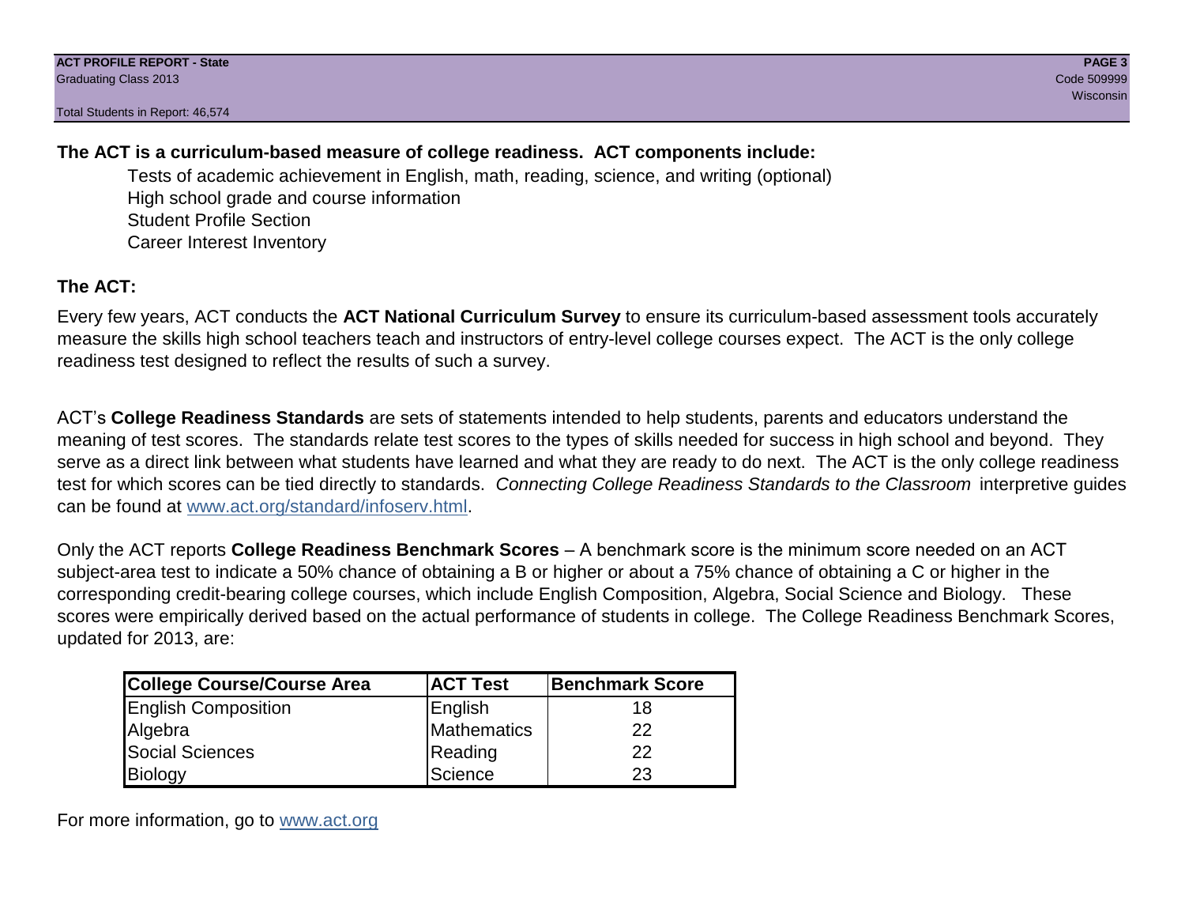**The ACT is a curriculum-based measure of college readiness. ACT components include:**

- Tests of academic achievement in English, math, reading, science, and writing (optional)
- High school grade and course information
- Student Profile Section
- Career Interest Inventory

**The ACT:**

Every few years, ACT conducts the **ACT National Curriculum Survey** to ensure its curriculum-based assessment tools accurately measure the skills high school teachers teach and instructors of entry-level college courses expect. The ACT is the only college readiness test designed to reflect the results of such a survey.

ACT's **College Readiness Standards** are sets of statements intended to help students, parents and educators understand the meaning of test scores. The standards relate test scores to the types of skills needed for success in high school and beyond. They serve as a direct link between what students have learned and what they are ready to do next. The ACT is the only college readiness test for which scores can be tied directly to standards. *Connecting College Readiness Standards to the Classroom* interpretive guides can be found at www.act.org/standard/infoserv.html.

Only the ACT reports **College Readiness Benchmark Scores** – A benchmark score is the minimum score needed on an ACT subject-area test to indicate a 50% chance of obtaining a B or higher or about a 75% chance of obtaining a C or higher in the corresponding credit-bearing college courses, which include English Composition, Algebra, Social Science and Biology. These scores were empirically derived based on the actual performance of students in college. The College Readiness Benchmark Scores, updated for 2013, are:

| College Course/Course Area | ACT Test | Benchmark Score |
|---|---|---|
| English Composition | English | 18 |
| Algebra | Mathematics | 22 |
| Social Sciences | Reading | 22 |
| Biology | Science | 23 |

For more information, go to www.act.org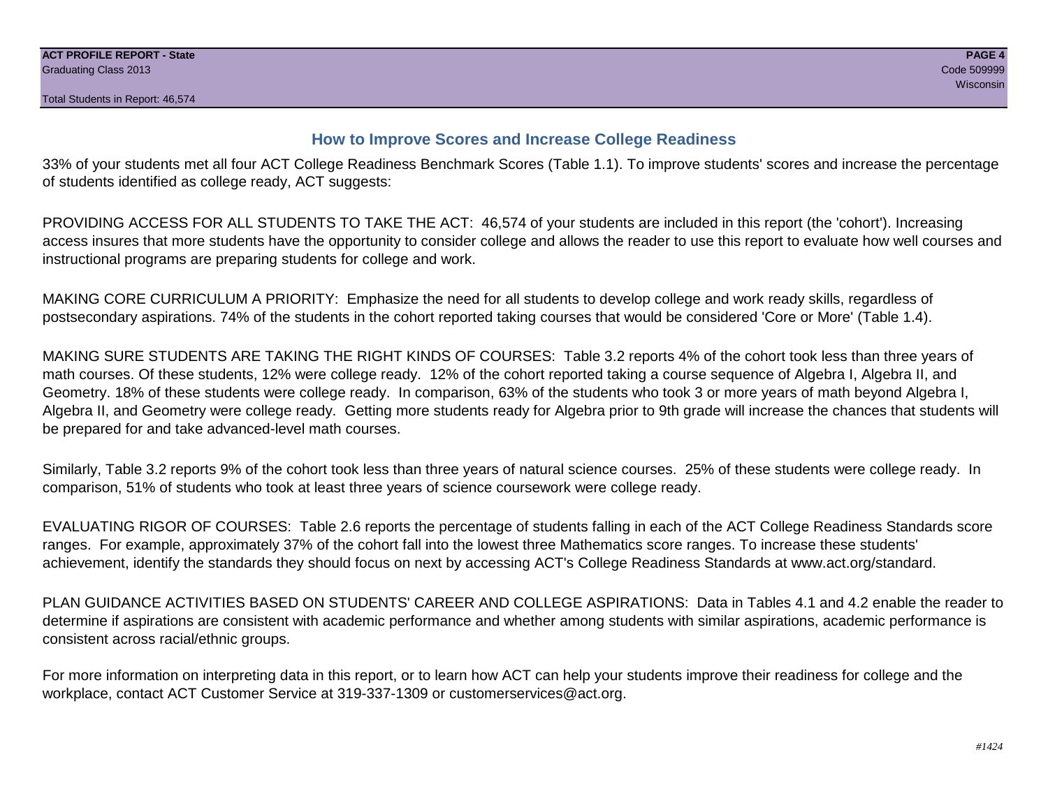## How to Improve Scores and Increase College Readiness

33% of your students met all four ACT College Readiness Benchmark Scores (Table 1.1). To improve students' scores and increase the percentage of students identified as college ready, ACT suggests:

PROVIDING ACCESS FOR ALL STUDENTS TO TAKE THE ACT: 46,574 of your students are included in this report (the 'cohort'). Increasing access insures that more students have the opportunity to consider college and allows the reader to use this report to evaluate how well courses and instructional programs are preparing students for college and work.

MAKING CORE CURRICULUM A PRIORITY: Emphasize the need for all students to develop college and work ready skills, regardless of postsecondary aspirations. 74% of the students in the cohort reported taking courses that would be considered 'Core or More' (Table 1.4).

MAKING SURE STUDENTS ARE TAKING THE RIGHT KINDS OF COURSES: Table 3.2 reports 4% of the cohort took less than three years of math courses. Of these students, 12% were college ready. 12% of the cohort reported taking a course sequence of Algebra I, Algebra II, and Geometry. 18% of these students were college ready. In comparison, 63% of the students who took 3 or more years of math beyond Algebra I, Algebra II, and Geometry were college ready. Getting more students ready for Algebra prior to 9th grade will increase the chances that students will be prepared for and take advanced-level math courses.

Similarly, Table 3.2 reports 9% of the cohort took less than three years of natural science courses. 25% of these students were college ready. In comparison, 51% of students who took at least three years of science coursework were college ready.

EVALUATING RIGOR OF COURSES: Table 2.6 reports the percentage of students falling in each of the ACT College Readiness Standards score ranges. For example, approximately 37% of the cohort fall into the lowest three Mathematics score ranges. To increase these students' achievement, identify the standards they should focus on next by accessing ACT's College Readiness Standards at www.act.org/standard.

PLAN GUIDANCE ACTIVITIES BASED ON STUDENTS' CAREER AND COLLEGE ASPIRATIONS: Data in Tables 4.1 and 4.2 enable the reader to determine if aspirations are consistent with academic performance and whether among students with similar aspirations, academic performance is consistent across racial/ethnic groups.

For more information on interpreting data in this report, or to learn how ACT can help your students improve their readiness for college and the workplace, contact ACT Customer Service at 319-337-1309 or customerservices@act.org.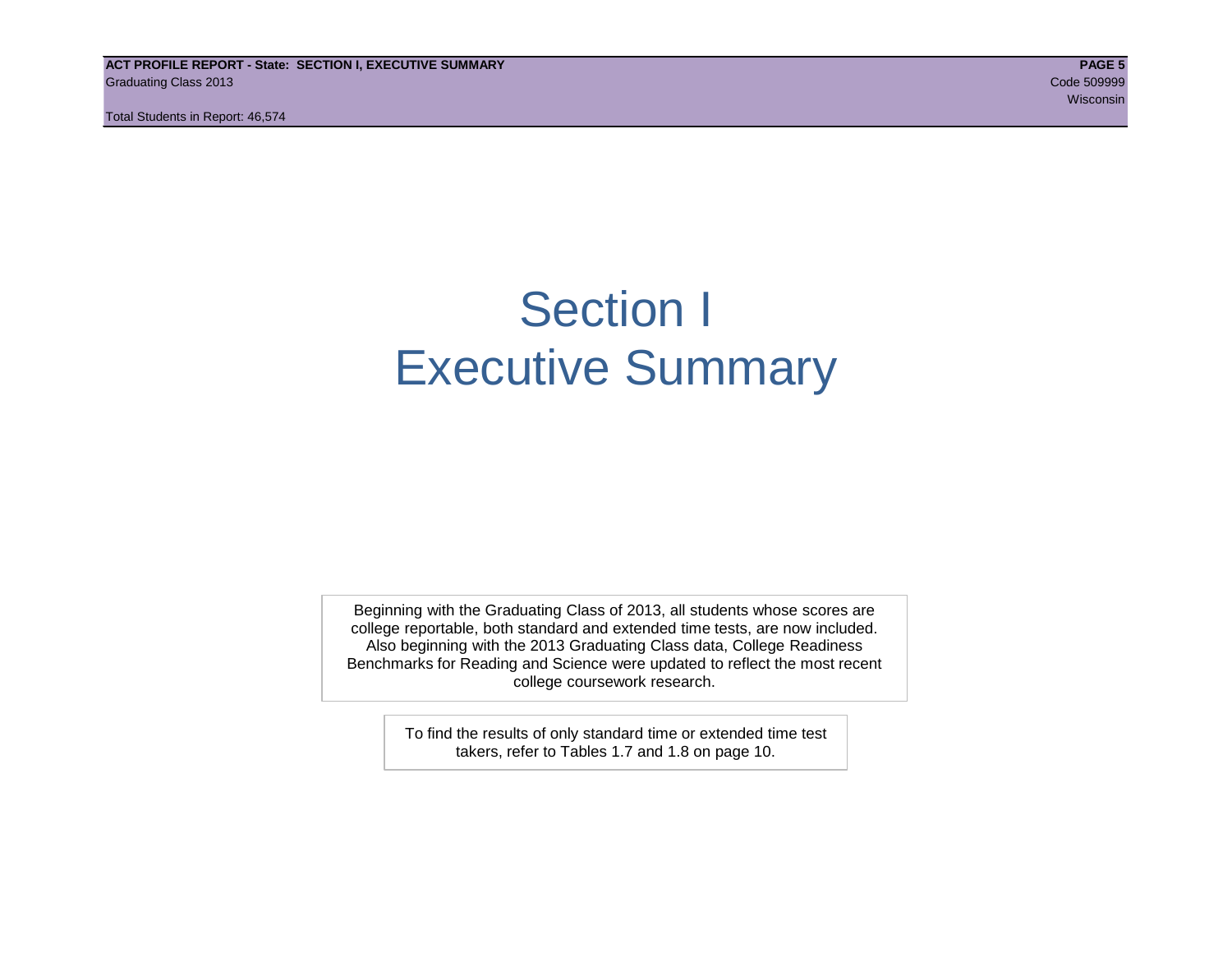# Section I
# Executive Summary

Beginning with the Graduating Class of 2013, all students whose scores are college reportable, both standard and extended time tests, are now included. Also beginning with the 2013 Graduating Class data, College Readiness Benchmarks for Reading and Science were updated to reflect the most recent college coursework research.

To find the results of only standard time or extended time test takers, refer to Tables 1.7 and 1.8 on page 10.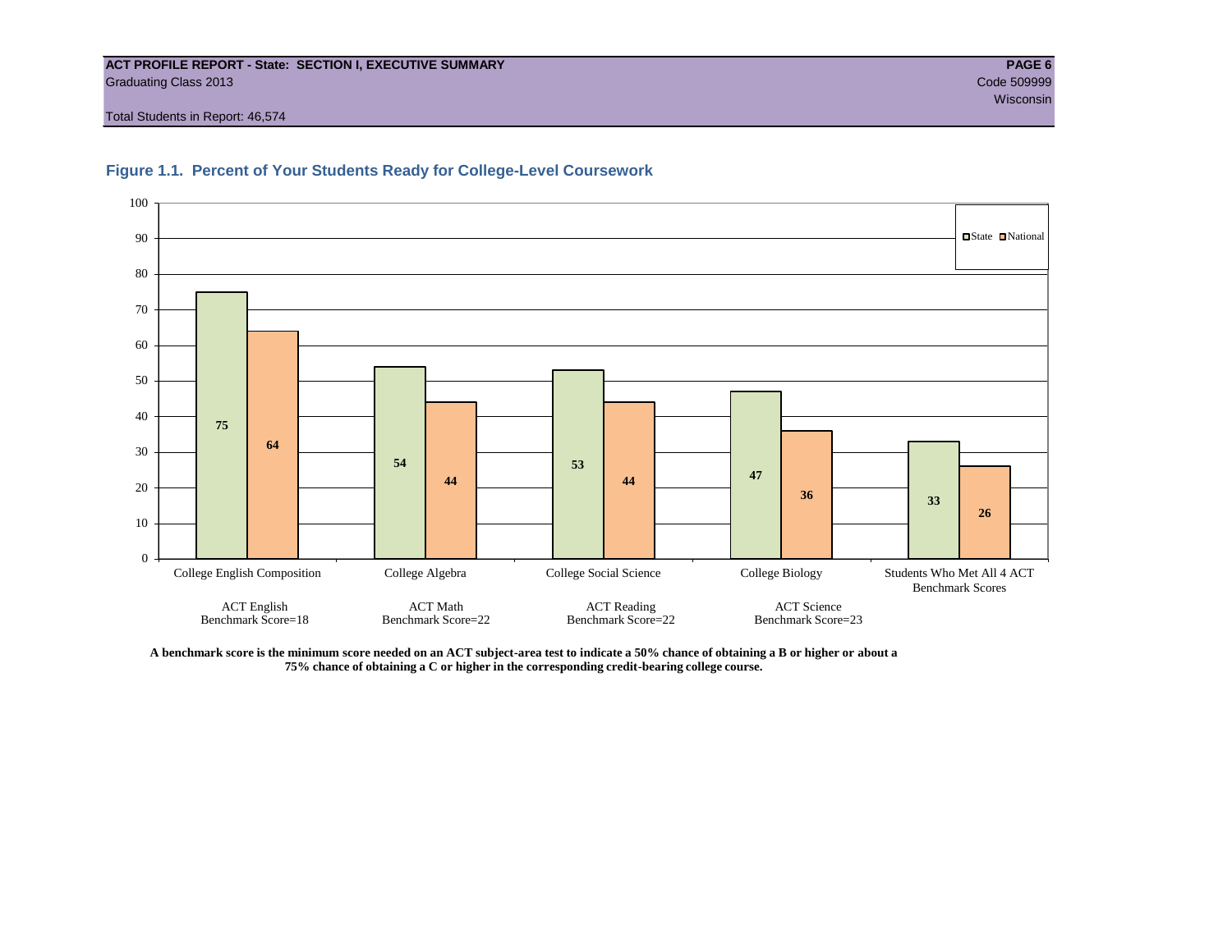**ACT PROFILE REPORT - State: SECTION I, EXECUTIVE SUMMARY**
Graduating Class 2013

Code 509999
Wisconsin

Total Students in Report: 46,574

## Figure 1.1. Percent of Your Students Ready for College-Level Coursework

| Course | ACT Benchmark | State | National |
|---|---|---|---|
| College English Composition | ACT English Benchmark Score=18 | 75 | 64 |
| College Algebra | ACT Math Benchmark Score=22 | 54 | 44 |
| College Social Science | ACT Reading Benchmark Score=22 | 53 | 44 |
| College Biology | ACT Science Benchmark Score=23 | 47 | 36 |
| Students Who Met All 4 ACT Benchmark Scores | | 33 | 26 |

**A benchmark score is the minimum score needed on an ACT subject-area test to indicate a 50% chance of obtaining a B or higher or about a 75% chance of obtaining a C or higher in the corresponding credit-bearing college course.**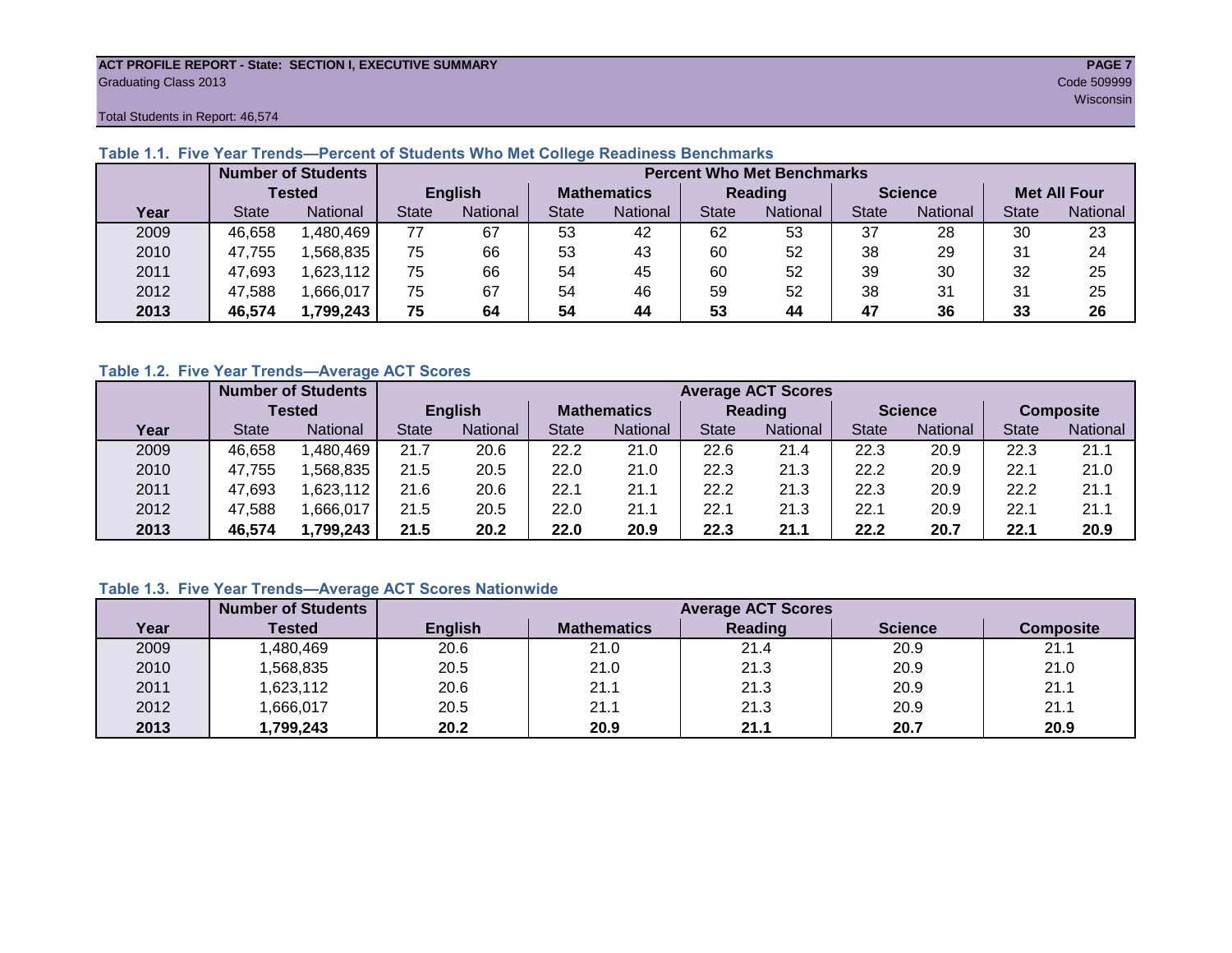ACT PROFILE REPORT - State: SECTION I, EXECUTIVE SUMMARY
Graduating Class 2013
Code 509999
Wisconsin

Total Students in Report: 46,574

### Table 1.1. Five Year Trends—Percent of Students Who Met College Readiness Benchmarks

| | Number of Students Tested | | Percent Who Met Benchmarks | | | | | | | | | |
|---|---|---|---|---|---|---|---|---|---|---|---|---|
| | | | English | | Mathematics | | Reading | | Science | | Met All Four | |
| Year | State | National | State | National | State | National | State | National | State | National | State | National |
| 2009 | 46,658 | 1,480,469 | 77 | 67 | 53 | 42 | 62 | 53 | 37 | 28 | 30 | 23 |
| 2010 | 47,755 | 1,568,835 | 75 | 66 | 53 | 43 | 60 | 52 | 38 | 29 | 31 | 24 |
| 2011 | 47,693 | 1,623,112 | 75 | 66 | 54 | 45 | 60 | 52 | 39 | 30 | 32 | 25 |
| 2012 | 47,588 | 1,666,017 | 75 | 67 | 54 | 46 | 59 | 52 | 38 | 31 | 31 | 25 |
| **2013** | **46,574** | **1,799,243** | **75** | **64** | **54** | **44** | **53** | **44** | **47** | **36** | **33** | **26** |

### Table 1.2. Five Year Trends—Average ACT Scores

| | Number of Students Tested | | Average ACT Scores | | | | | | | | | |
|---|---|---|---|---|---|---|---|---|---|---|---|---|
| | | | English | | Mathematics | | Reading | | Science | | Composite | |
| Year | State | National | State | National | State | National | State | National | State | National | State | National |
| 2009 | 46,658 | 1,480,469 | 21.7 | 20.6 | 22.2 | 21.0 | 22.6 | 21.4 | 22.3 | 20.9 | 22.3 | 21.1 |
| 2010 | 47,755 | 1,568,835 | 21.5 | 20.5 | 22.0 | 21.0 | 22.3 | 21.3 | 22.2 | 20.9 | 22.1 | 21.0 |
| 2011 | 47,693 | 1,623,112 | 21.6 | 20.6 | 22.1 | 21.1 | 22.2 | 21.3 | 22.3 | 20.9 | 22.2 | 21.1 |
| 2012 | 47,588 | 1,666,017 | 21.5 | 20.5 | 22.0 | 21.1 | 22.1 | 21.3 | 22.1 | 20.9 | 22.1 | 21.1 |
| **2013** | **46,574** | **1,799,243** | **21.5** | **20.2** | **22.0** | **20.9** | **22.3** | **21.1** | **22.2** | **20.7** | **22.1** | **20.9** |

### Table 1.3. Five Year Trends—Average ACT Scores Nationwide

| | Number of Students | Average ACT Scores | | | | |
|---|---|---|---|---|---|---|
| Year | Tested | English | Mathematics | Reading | Science | Composite |
| 2009 | 1,480,469 | 20.6 | 21.0 | 21.4 | 20.9 | 21.1 |
| 2010 | 1,568,835 | 20.5 | 21.0 | 21.3 | 20.9 | 21.0 |
| 2011 | 1,623,112 | 20.6 | 21.1 | 21.3 | 20.9 | 21.1 |
| 2012 | 1,666,017 | 20.5 | 21.1 | 21.3 | 20.9 | 21.1 |
| **2013** | **1,799,243** | **20.2** | **20.9** | **21.1** | **20.7** | **20.9** |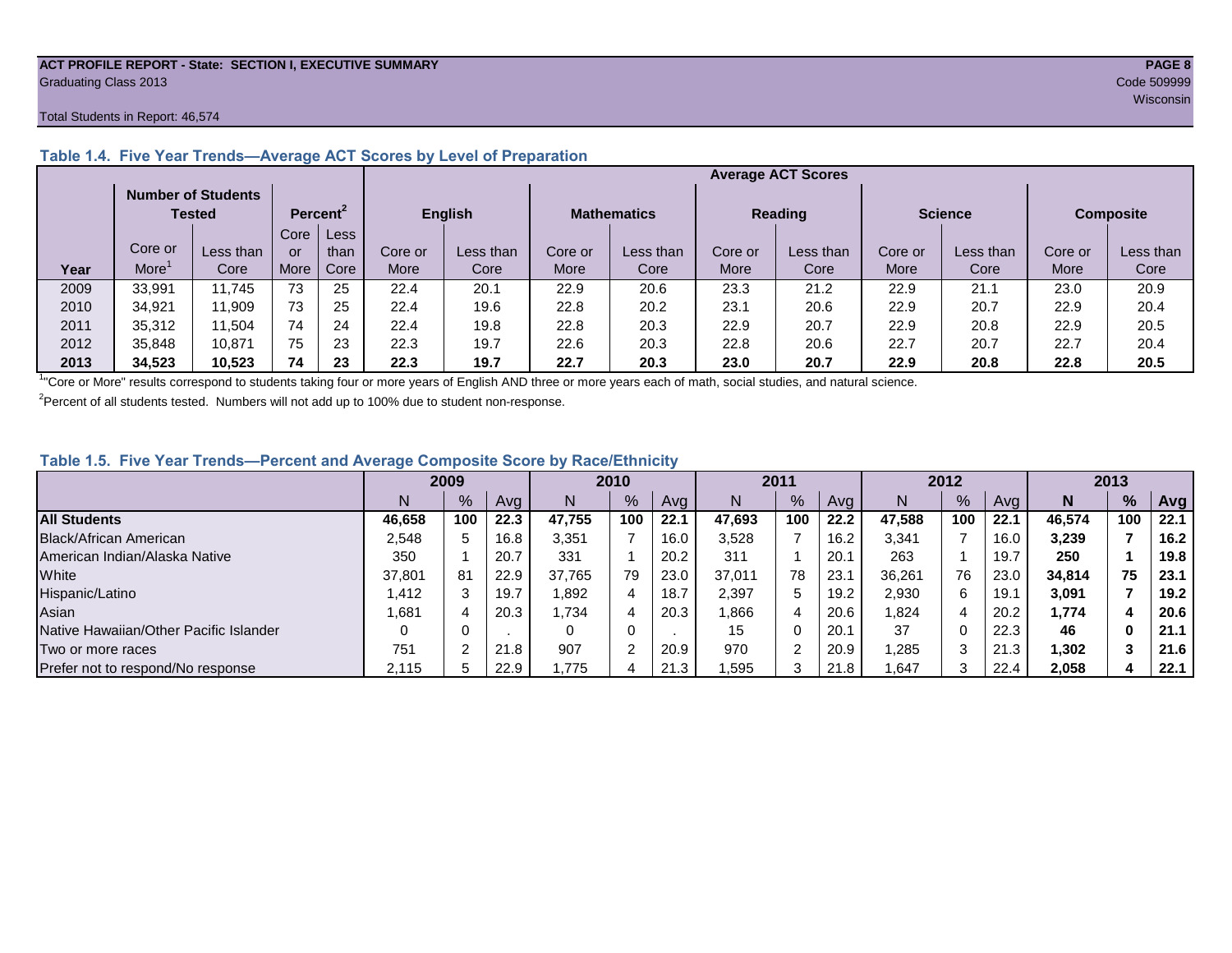**ACT PROFILE REPORT - State: SECTION I, EXECUTIVE SUMMARY**
Graduating Class 2013

Code 509999
Wisconsin

Total Students in Report: 46,574

### Table 1.4. Five Year Trends—Average ACT Scores by Level of Preparation

| Year | Number of Students Tested | | Percent[2] | | Average ACT Scores | | | | | | | | | |
|---|---|---|---|---|---|---|---|---|---|---|---|---|---|---|
| | | | | | English | | Mathematics | | Reading | | Science | | Composite | |
| | Core or More[1] | Less than Core | Core or More | Less than Core | Core or More | Less than Core | Core or More | Less than Core | Core or More | Less than Core | Core or More | Less than Core | Core or More | Less than Core |
| 2009 | 33,991 | 11,745 | 73 | 25 | 22.4 | 20.1 | 22.9 | 20.6 | 23.3 | 21.2 | 22.9 | 21.1 | 23.0 | 20.9 |
| 2010 | 34,921 | 11,909 | 73 | 25 | 22.4 | 19.6 | 22.8 | 20.2 | 23.1 | 20.6 | 22.9 | 20.7 | 22.9 | 20.4 |
| 2011 | 35,312 | 11,504 | 74 | 24 | 22.4 | 19.8 | 22.8 | 20.3 | 22.9 | 20.7 | 22.9 | 20.8 | 22.9 | 20.5 |
| 2012 | 35,848 | 10,871 | 75 | 23 | 22.3 | 19.7 | 22.6 | 20.3 | 22.8 | 20.6 | 22.7 | 20.7 | 22.7 | 20.4 |
| **2013** | **34,523** | **10,523** | **74** | **23** | **22.3** | **19.7** | **22.7** | **20.3** | **23.0** | **20.7** | **22.9** | **20.8** | **22.8** | **20.5** |

[1]"Core or More" results correspond to students taking four or more years of English AND three or more years each of math, social studies, and natural science.

[2]Percent of all students tested. Numbers will not add up to 100% due to student non-response.

### Table 1.5. Five Year Trends—Percent and Average Composite Score by Race/Ethnicity

| | 2009 | | | 2010 | | | 2011 | | | 2012 | | | 2013 | | |
|---|---|---|---|---|---|---|---|---|---|---|---|---|---|---|---|
| | N | % | Avg | N | % | Avg | N | % | Avg | N | % | Avg | **N** | **%** | **Avg** |
| **All Students** | **46,658** | **100** | **22.3** | **47,755** | **100** | **22.1** | **47,693** | **100** | **22.2** | **47,588** | **100** | **22.1** | **46,574** | **100** | **22.1** |
| Black/African American | 2,548 | 5 | 16.8 | 3,351 | 7 | 16.0 | 3,528 | 7 | 16.2 | 3,341 | 7 | 16.0 | **3,239** | **7** | **16.2** |
| American Indian/Alaska Native | 350 | 1 | 20.7 | 331 | 1 | 20.2 | 311 | 1 | 20.1 | 263 | 1 | 19.7 | **250** | **1** | **19.8** |
| White | 37,801 | 81 | 22.9 | 37,765 | 79 | 23.0 | 37,011 | 78 | 23.1 | 36,261 | 76 | 23.0 | **34,814** | **75** | **23.1** |
| Hispanic/Latino | 1,412 | 3 | 19.7 | 1,892 | 4 | 18.7 | 2,397 | 5 | 19.2 | 2,930 | 6 | 19.1 | **3,091** | **7** | **19.2** |
| Asian | 1,681 | 4 | 20.3 | 1,734 | 4 | 20.3 | 1,866 | 4 | 20.6 | 1,824 | 4 | 20.2 | **1,774** | **4** | **20.6** |
| Native Hawaiian/Other Pacific Islander | 0 | 0 | . | 0 | 0 | . | 15 | 0 | 20.1 | 37 | 0 | 22.3 | **46** | **0** | **21.1** |
| Two or more races | 751 | 2 | 21.8 | 907 | 2 | 20.9 | 970 | 2 | 20.9 | 1,285 | 3 | 21.3 | **1,302** | **3** | **21.6** |
| Prefer not to respond/No response | 2,115 | 5 | 22.9 | 1,775 | 4 | 21.3 | 1,595 | 3 | 21.8 | 1,647 | 3 | 22.4 | **2,058** | **4** | **22.1** |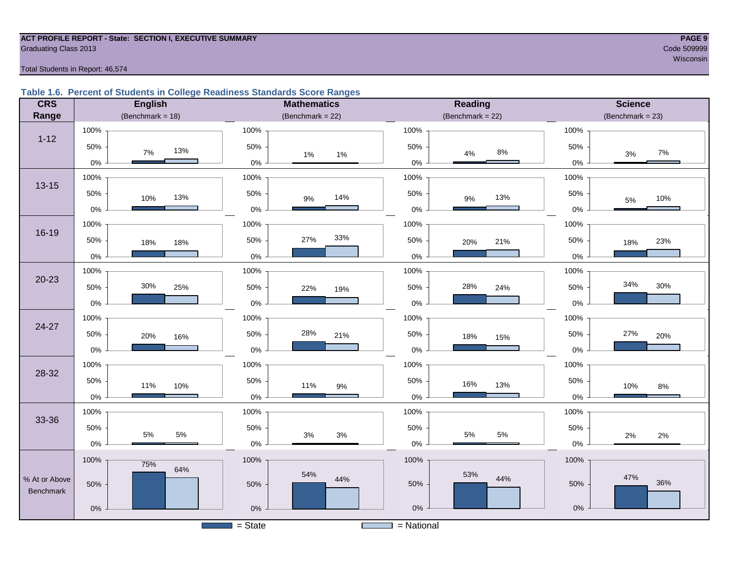ACT PROFILE REPORT - State: SECTION I, EXECUTIVE SUMMARY
Graduating Class 2013
Code 509999
Wisconsin
Total Students in Report: 46,574

### Table 1.6. Percent of Students in College Readiness Standards Score Ranges

| CRS Range | English (Benchmark = 18) State | English (Benchmark = 18) National | Mathematics (Benchmark = 22) State | Mathematics (Benchmark = 22) National | Reading (Benchmark = 22) State | Reading (Benchmark = 22) National | Science (Benchmark = 23) State | Science (Benchmark = 23) National |
|---|---|---|---|---|---|---|---|---|
| 1-12 | 7% | 13% | 1% | 1% | 4% | 8% | 3% | 7% |
| 13-15 | 10% | 13% | 9% | 14% | 9% | 13% | 5% | 10% |
| 16-19 | 18% | 18% | 27% | 33% | 20% | 21% | 18% | 23% |
| 20-23 | 30% | 25% | 22% | 19% | 28% | 24% | 34% | 30% |
| 24-27 | 20% | 16% | 28% | 21% | 18% | 15% | 27% | 20% |
| 28-32 | 11% | 10% | 11% | 9% | 16% | 13% | 10% | 8% |
| 33-36 | 5% | 5% | 3% | 3% | 5% | 5% | 2% | 2% |
| % At or Above Benchmark | 75% | 64% | 54% | 44% | 53% | 44% | 47% | 36% |

= State    = National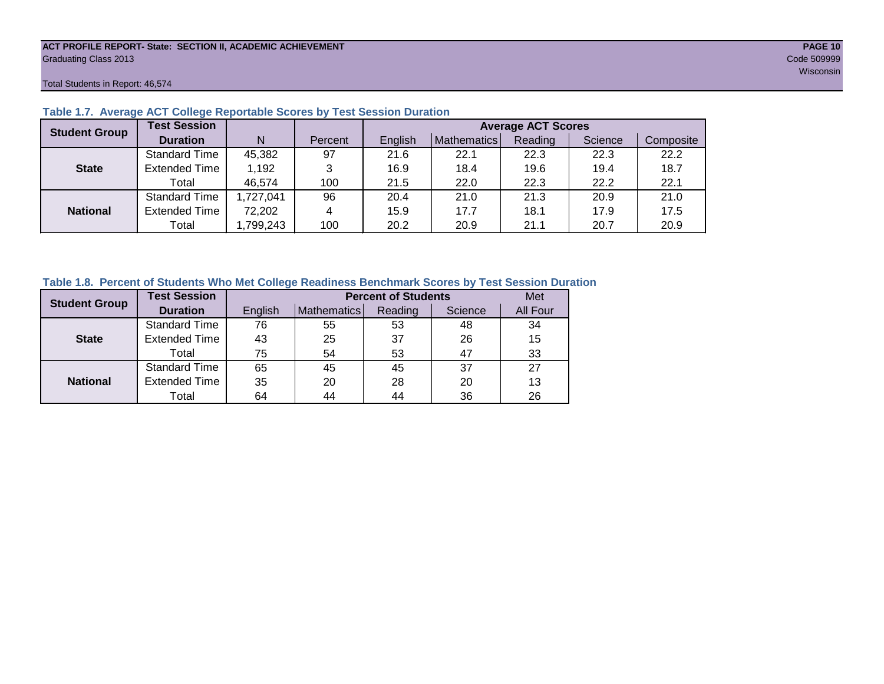ACT PROFILE REPORT- State: SECTION II, ACADEMIC ACHIEVEMENT
Graduating Class 2013
Code 509999
Wisconsin

Total Students in Report: 46,574

### Table 1.7. Average ACT College Reportable Scores by Test Session Duration

| Student Group | Test Session Duration | N | Percent | Average ACT Scores | | | | |
|---|---|---|---|---|---|---|---|---|
| | | | | English | Mathematics | Reading | Science | Composite |
| State | Standard Time | 45,382 | 97 | 21.6 | 22.1 | 22.3 | 22.3 | 22.2 |
| | Extended Time | 1,192 | 3 | 16.9 | 18.4 | 19.6 | 19.4 | 18.7 |
| | Total | 46,574 | 100 | 21.5 | 22.0 | 22.3 | 22.2 | 22.1 |
| National | Standard Time | 1,727,041 | 96 | 20.4 | 21.0 | 21.3 | 20.9 | 21.0 |
| | Extended Time | 72,202 | 4 | 15.9 | 17.7 | 18.1 | 17.9 | 17.5 |
| | Total | 1,799,243 | 100 | 20.2 | 20.9 | 21.1 | 20.7 | 20.9 |

### Table 1.8. Percent of Students Who Met College Readiness Benchmark Scores by Test Session Duration

| Student Group | Test Session Duration | Percent of Students | | | | Met |
|---|---|---|---|---|---|---|
| | | English | Mathematics | Reading | Science | All Four |
| State | Standard Time | 76 | 55 | 53 | 48 | 34 |
| | Extended Time | 43 | 25 | 37 | 26 | 15 |
| | Total | 75 | 54 | 53 | 47 | 33 |
| National | Standard Time | 65 | 45 | 45 | 37 | 27 |
| | Extended Time | 35 | 20 | 28 | 20 | 13 |
| | Total | 64 | 44 | 44 | 36 | 26 |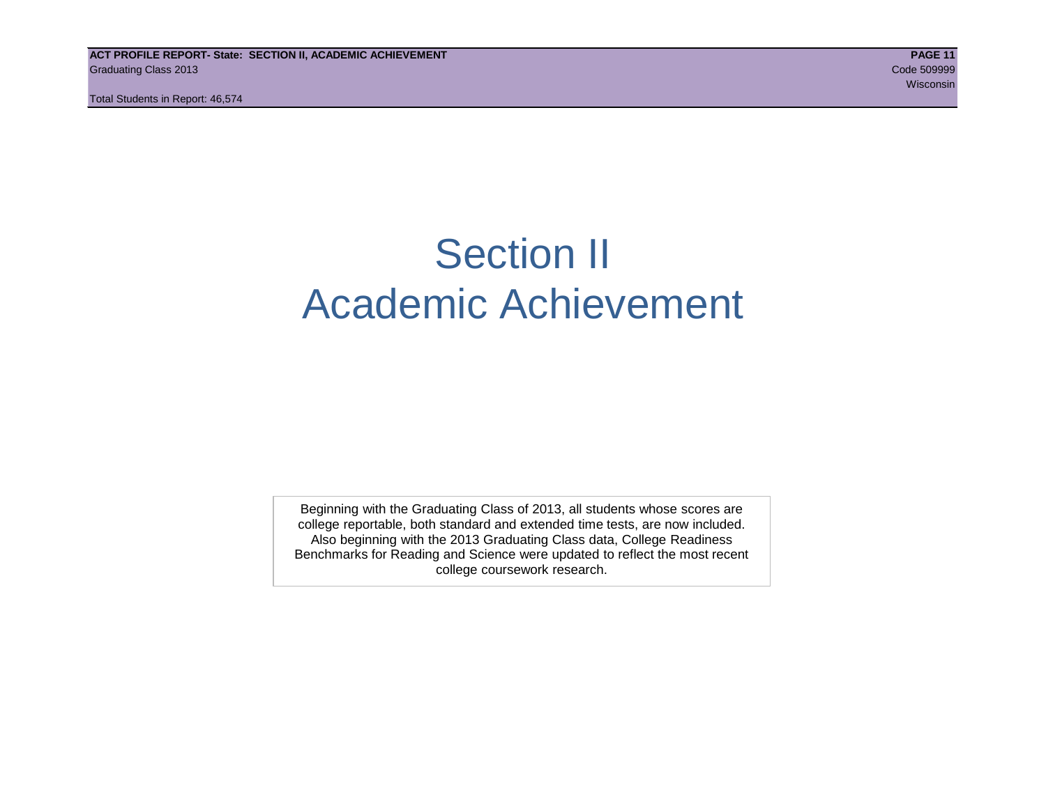# Section II
# Academic Achievement

Beginning with the Graduating Class of 2013, all students whose scores are college reportable, both standard and extended time tests, are now included. Also beginning with the 2013 Graduating Class data, College Readiness Benchmarks for Reading and Science were updated to reflect the most recent college coursework research.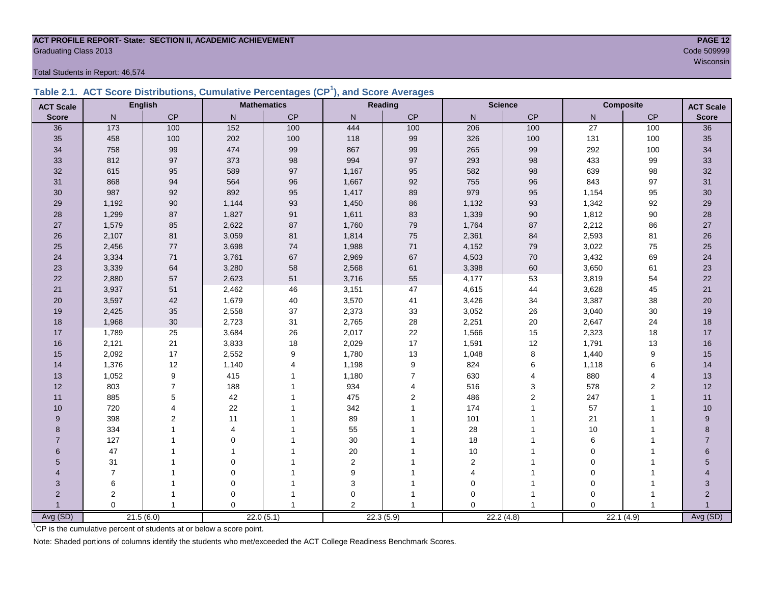**ACT PROFILE REPORT- State: SECTION II, ACADEMIC ACHIEVEMENT**
Graduating Class 2013

Code 509999
Wisconsin

Total Students in Report: 46,574

### Table 2.1. ACT Score Distributions, Cumulative Percentages (CP[1]), and Score Averages

| ACT Scale | English | | Mathematics | | Reading | | Science | | Composite | | ACT Scale |
|---|---|---|---|---|---|---|---|---|---|---|---|
| Score | N | CP | N | CP | N | CP | N | CP | N | CP | Score |
| 36 | 173 | 100 | 152 | 100 | 444 | 100 | 206 | 100 | 27 | 100 | 36 |
| 35 | 458 | 100 | 202 | 100 | 118 | 99 | 326 | 100 | 131 | 100 | 35 |
| 34 | 758 | 99 | 474 | 99 | 867 | 99 | 265 | 99 | 292 | 100 | 34 |
| 33 | 812 | 97 | 373 | 98 | 994 | 97 | 293 | 98 | 433 | 99 | 33 |
| 32 | 615 | 95 | 589 | 97 | 1,167 | 95 | 582 | 98 | 639 | 98 | 32 |
| 31 | 868 | 94 | 564 | 96 | 1,667 | 92 | 755 | 96 | 843 | 97 | 31 |
| 30 | 987 | 92 | 892 | 95 | 1,417 | 89 | 979 | 95 | 1,154 | 95 | 30 |
| 29 | 1,192 | 90 | 1,144 | 93 | 1,450 | 86 | 1,132 | 93 | 1,342 | 92 | 29 |
| 28 | 1,299 | 87 | 1,827 | 91 | 1,611 | 83 | 1,339 | 90 | 1,812 | 90 | 28 |
| 27 | 1,579 | 85 | 2,622 | 87 | 1,760 | 79 | 1,764 | 87 | 2,212 | 86 | 27 |
| 26 | 2,107 | 81 | 3,059 | 81 | 1,814 | 75 | 2,361 | 84 | 2,593 | 81 | 26 |
| 25 | 2,456 | 77 | 3,698 | 74 | 1,988 | 71 | 4,152 | 79 | 3,022 | 75 | 25 |
| 24 | 3,334 | 71 | 3,761 | 67 | 2,969 | 67 | 4,503 | 70 | 3,432 | 69 | 24 |
| 23 | 3,339 | 64 | 3,280 | 58 | 2,568 | 61 | 3,398 | 60 | 3,650 | 61 | 23 |
| 22 | 2,880 | 57 | 2,623 | 51 | 3,716 | 55 | 4,177 | 53 | 3,819 | 54 | 22 |
| 21 | 3,937 | 51 | 2,462 | 46 | 3,151 | 47 | 4,615 | 44 | 3,628 | 45 | 21 |
| 20 | 3,597 | 42 | 1,679 | 40 | 3,570 | 41 | 3,426 | 34 | 3,387 | 38 | 20 |
| 19 | 2,425 | 35 | 2,558 | 37 | 2,373 | 33 | 3,052 | 26 | 3,040 | 30 | 19 |
| 18 | 1,968 | 30 | 2,723 | 31 | 2,765 | 28 | 2,251 | 20 | 2,647 | 24 | 18 |
| 17 | 1,789 | 25 | 3,684 | 26 | 2,017 | 22 | 1,566 | 15 | 2,323 | 18 | 17 |
| 16 | 2,121 | 21 | 3,833 | 18 | 2,029 | 17 | 1,591 | 12 | 1,791 | 13 | 16 |
| 15 | 2,092 | 17 | 2,552 | 9 | 1,780 | 13 | 1,048 | 8 | 1,440 | 9 | 15 |
| 14 | 1,376 | 12 | 1,140 | 4 | 1,198 | 9 | 824 | 6 | 1,118 | 6 | 14 |
| 13 | 1,052 | 9 | 415 | 1 | 1,180 | 7 | 630 | 4 | 880 | 4 | 13 |
| 12 | 803 | 7 | 188 | 1 | 934 | 4 | 516 | 3 | 578 | 2 | 12 |
| 11 | 885 | 5 | 42 | 1 | 475 | 2 | 486 | 2 | 247 | 1 | 11 |
| 10 | 720 | 4 | 22 | 1 | 342 | 1 | 174 | 1 | 57 | 1 | 10 |
| 9 | 398 | 2 | 11 | 1 | 89 | 1 | 101 | 1 | 21 | 1 | 9 |
| 8 | 334 | 1 | 4 | 1 | 55 | 1 | 28 | 1 | 10 | 1 | 8 |
| 7 | 127 | 1 | 0 | 1 | 30 | 1 | 18 | 1 | 6 | 1 | 7 |
| 6 | 47 | 1 | 1 | 1 | 20 | 1 | 10 | 1 | 0 | 1 | 6 |
| 5 | 31 | 1 | 0 | 1 | 2 | 1 | 2 | 1 | 0 | 1 | 5 |
| 4 | 7 | 1 | 0 | 1 | 9 | 1 | 4 | 1 | 0 | 1 | 4 |
| 3 | 6 | 1 | 0 | 1 | 3 | 1 | 0 | 1 | 0 | 1 | 3 |
| 2 | 2 | 1 | 0 | 1 | 0 | 1 | 0 | 1 | 0 | 1 | 2 |
| 1 | 0 | 1 | 0 | 1 | 2 | 1 | 0 | 1 | 0 | 1 | 1 |
| Avg (SD) | 21.5 (6.0) | | 22.0 (5.1) | | 22.3 (5.9) | | 22.2 (4.8) | | 22.1 (4.9) | | Avg (SD) |

[1]CP is the cumulative percent of students at or below a score point.

Note: Shaded portions of columns identify the students who met/exceeded the ACT College Readiness Benchmark Scores.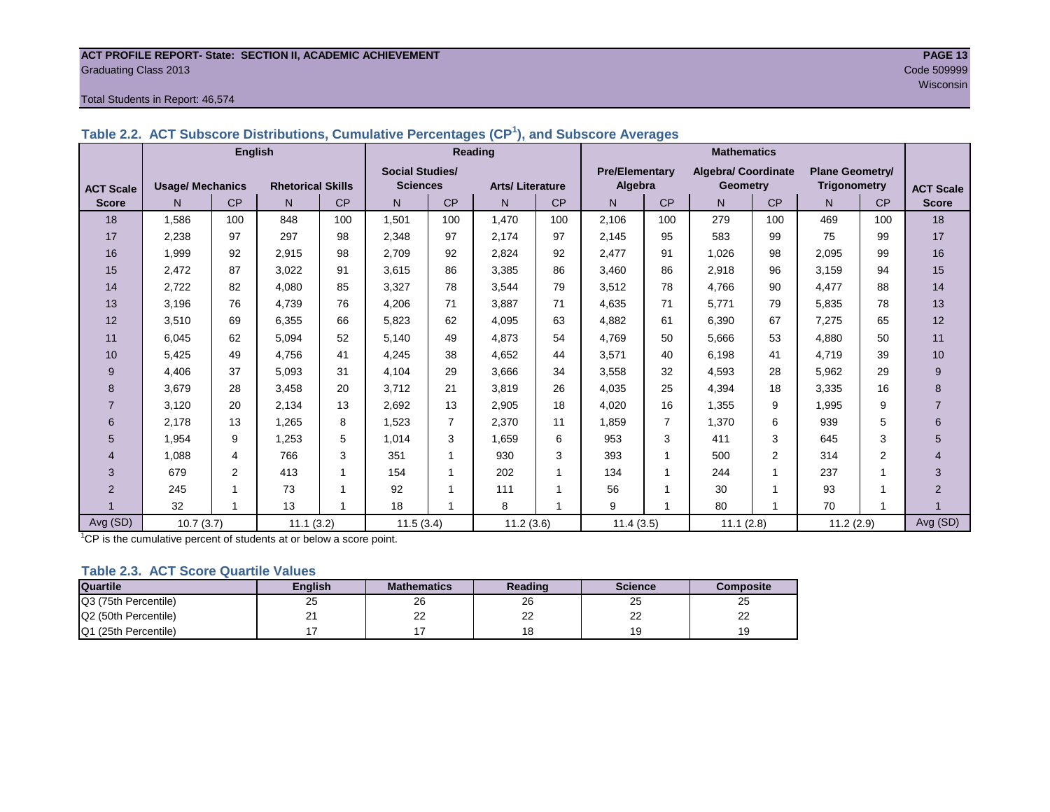ACT PROFILE REPORT- State: SECTION II, ACADEMIC ACHIEVEMENT
Graduating Class 2013
Code 509999
Wisconsin

Total Students in Report: 46,574

### Table 2.2. ACT Subscore Distributions, Cumulative Percentages (CP[1]), and Subscore Averages

| ACT Scale Score | English | | | | Reading | | | | Mathematics | | | | | | ACT Scale Score |
|---|---|---|---|---|---|---|---|---|---|---|---|---|---|---|---|
| | Usage/ Mechanics | | Rhetorical Skills | | Social Studies/ Sciences | | Arts/ Literature | | Pre/Elementary Algebra | | Algebra/ Coordinate Geometry | | Plane Geometry/ Trigonometry | | |
| | N | CP | N | CP | N | CP | N | CP | N | CP | N | CP | N | CP | |
| 18 | 1,586 | 100 | 848 | 100 | 1,501 | 100 | 1,470 | 100 | 2,106 | 100 | 279 | 100 | 469 | 100 | 18 |
| 17 | 2,238 | 97 | 297 | 98 | 2,348 | 97 | 2,174 | 97 | 2,145 | 95 | 583 | 99 | 75 | 99 | 17 |
| 16 | 1,999 | 92 | 2,915 | 98 | 2,709 | 92 | 2,824 | 92 | 2,477 | 91 | 1,026 | 98 | 2,095 | 99 | 16 |
| 15 | 2,472 | 87 | 3,022 | 91 | 3,615 | 86 | 3,385 | 86 | 3,460 | 86 | 2,918 | 96 | 3,159 | 94 | 15 |
| 14 | 2,722 | 82 | 4,080 | 85 | 3,327 | 78 | 3,544 | 79 | 3,512 | 78 | 4,766 | 90 | 4,477 | 88 | 14 |
| 13 | 3,196 | 76 | 4,739 | 76 | 4,206 | 71 | 3,887 | 71 | 4,635 | 71 | 5,771 | 79 | 5,835 | 78 | 13 |
| 12 | 3,510 | 69 | 6,355 | 66 | 5,823 | 62 | 4,095 | 63 | 4,882 | 61 | 6,390 | 67 | 7,275 | 65 | 12 |
| 11 | 6,045 | 62 | 5,094 | 52 | 5,140 | 49 | 4,873 | 54 | 4,769 | 50 | 5,666 | 53 | 4,880 | 50 | 11 |
| 10 | 5,425 | 49 | 4,756 | 41 | 4,245 | 38 | 4,652 | 44 | 3,571 | 40 | 6,198 | 41 | 4,719 | 39 | 10 |
| 9 | 4,406 | 37 | 5,093 | 31 | 4,104 | 29 | 3,666 | 34 | 3,558 | 32 | 4,593 | 28 | 5,962 | 29 | 9 |
| 8 | 3,679 | 28 | 3,458 | 20 | 3,712 | 21 | 3,819 | 26 | 4,035 | 25 | 4,394 | 18 | 3,335 | 16 | 8 |
| 7 | 3,120 | 20 | 2,134 | 13 | 2,692 | 13 | 2,905 | 18 | 4,020 | 16 | 1,355 | 9 | 1,995 | 9 | 7 |
| 6 | 2,178 | 13 | 1,265 | 8 | 1,523 | 7 | 2,370 | 11 | 1,859 | 7 | 1,370 | 6 | 939 | 5 | 6 |
| 5 | 1,954 | 9 | 1,253 | 5 | 1,014 | 3 | 1,659 | 6 | 953 | 3 | 411 | 3 | 645 | 3 | 5 |
| 4 | 1,088 | 4 | 766 | 3 | 351 | 1 | 930 | 3 | 393 | 1 | 500 | 2 | 314 | 2 | 4 |
| 3 | 679 | 2 | 413 | 1 | 154 | 1 | 202 | 1 | 134 | 1 | 244 | 1 | 237 | 1 | 3 |
| 2 | 245 | 1 | 73 | 1 | 92 | 1 | 111 | 1 | 56 | 1 | 30 | 1 | 93 | 1 | 2 |
| 1 | 32 | 1 | 13 | 1 | 18 | 1 | 8 | 1 | 9 | 1 | 80 | 1 | 70 | 1 | 1 |
| Avg (SD) | 10.7 (3.7) | | 11.1 (3.2) | | 11.5 (3.4) | | 11.2 (3.6) | | 11.4 (3.5) | | 11.1 (2.8) | | 11.2 (2.9) | | Avg (SD) |

[1]CP is the cumulative percent of students at or below a score point.

### Table 2.3. ACT Score Quartile Values

| Quartile | English | Mathematics | Reading | Science | Composite |
|---|---|---|---|---|---|
| Q3 (75th Percentile) | 25 | 26 | 26 | 25 | 25 |
| Q2 (50th Percentile) | 21 | 22 | 22 | 22 | 22 |
| Q1 (25th Percentile) | 17 | 17 | 18 | 19 | 19 |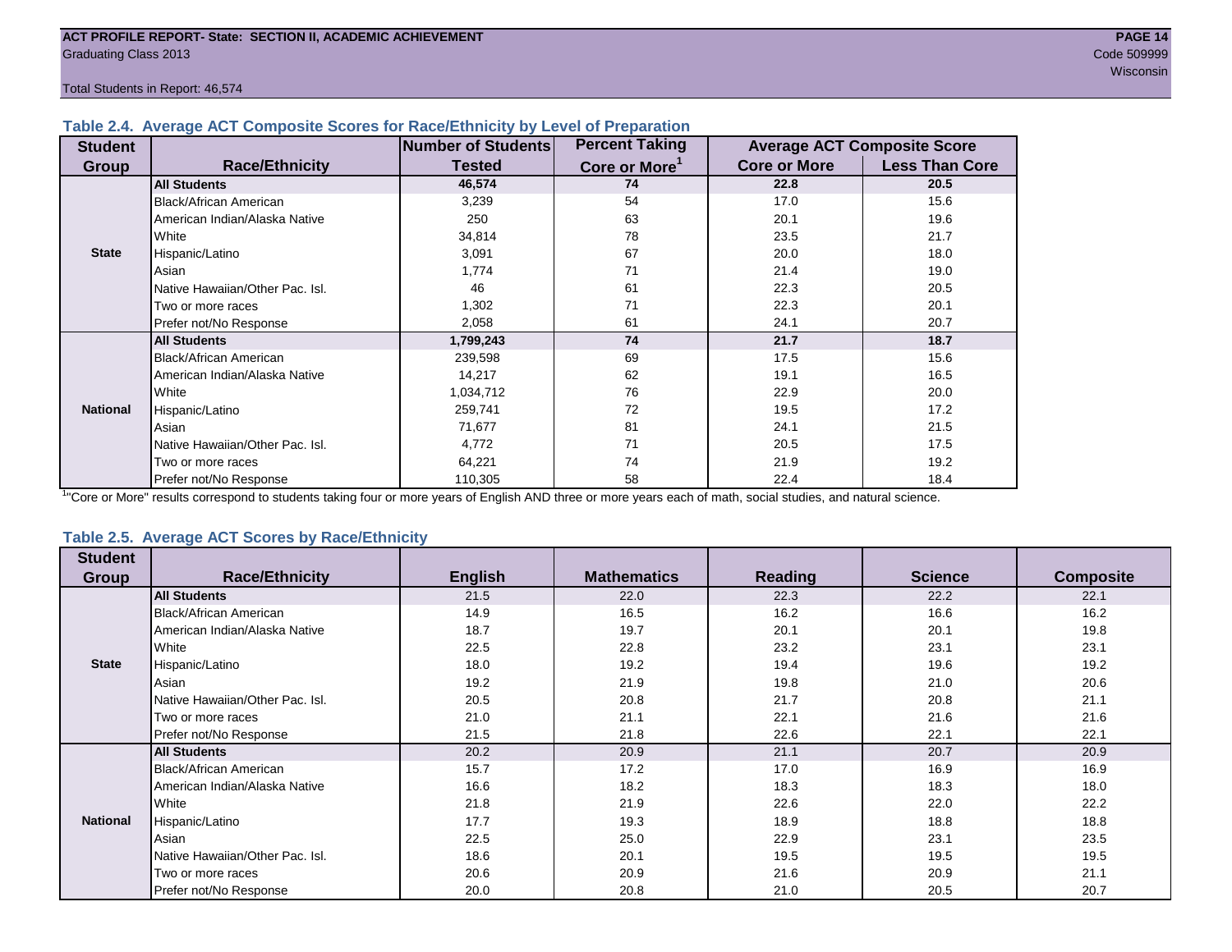ACT PROFILE REPORT- State: SECTION II, ACADEMIC ACHIEVEMENT

Graduating Class 2013

Code 509999

Wisconsin

Total Students in Report: 46,574

### Table 2.4. Average ACT Composite Scores for Race/Ethnicity by Level of Preparation

| Student Group | Race/Ethnicity | Number of Students Tested | Percent Taking Core or More[1] | Average ACT Composite Score | |
|---|---|---|---|---|---|
| | | | | Core or More | Less Than Core |
| State | **All Students** | **46,574** | **74** | **22.8** | **20.5** |
| | Black/African American | 3,239 | 54 | 17.0 | 15.6 |
| | American Indian/Alaska Native | 250 | 63 | 20.1 | 19.6 |
| | White | 34,814 | 78 | 23.5 | 21.7 |
| | Hispanic/Latino | 3,091 | 67 | 20.0 | 18.0 |
| | Asian | 1,774 | 71 | 21.4 | 19.0 |
| | Native Hawaiian/Other Pac. Isl. | 46 | 61 | 22.3 | 20.5 |
| | Two or more races | 1,302 | 71 | 22.3 | 20.1 |
| | Prefer not/No Response | 2,058 | 61 | 24.1 | 20.7 |
| National | **All Students** | **1,799,243** | **74** | **21.7** | **18.7** |
| | Black/African American | 239,598 | 69 | 17.5 | 15.6 |
| | American Indian/Alaska Native | 14,217 | 62 | 19.1 | 16.5 |
| | White | 1,034,712 | 76 | 22.9 | 20.0 |
| | Hispanic/Latino | 259,741 | 72 | 19.5 | 17.2 |
| | Asian | 71,677 | 81 | 24.1 | 21.5 |
| | Native Hawaiian/Other Pac. Isl. | 4,772 | 71 | 20.5 | 17.5 |
| | Two or more races | 64,221 | 74 | 21.9 | 19.2 |
| | Prefer not/No Response | 110,305 | 58 | 22.4 | 18.4 |

[1]"Core or More" results correspond to students taking four or more years of English AND three or more years each of math, social studies, and natural science.

### Table 2.5. Average ACT Scores by Race/Ethnicity

| Student Group | Race/Ethnicity | English | Mathematics | Reading | Science | Composite |
|---|---|---|---|---|---|---|
| State | **All Students** | 21.5 | 22.0 | 22.3 | 22.2 | 22.1 |
| | Black/African American | 14.9 | 16.5 | 16.2 | 16.6 | 16.2 |
| | American Indian/Alaska Native | 18.7 | 19.7 | 20.1 | 20.1 | 19.8 |
| | White | 22.5 | 22.8 | 23.2 | 23.1 | 23.1 |
| | Hispanic/Latino | 18.0 | 19.2 | 19.4 | 19.6 | 19.2 |
| | Asian | 19.2 | 21.9 | 19.8 | 21.0 | 20.6 |
| | Native Hawaiian/Other Pac. Isl. | 20.5 | 20.8 | 21.7 | 20.8 | 21.1 |
| | Two or more races | 21.0 | 21.1 | 22.1 | 21.6 | 21.6 |
| | Prefer not/No Response | 21.5 | 21.8 | 22.6 | 22.1 | 22.1 |
| National | **All Students** | 20.2 | 20.9 | 21.1 | 20.7 | 20.9 |
| | Black/African American | 15.7 | 17.2 | 17.0 | 16.9 | 16.9 |
| | American Indian/Alaska Native | 16.6 | 18.2 | 18.3 | 18.3 | 18.0 |
| | White | 21.8 | 21.9 | 22.6 | 22.0 | 22.2 |
| | Hispanic/Latino | 17.7 | 19.3 | 18.9 | 18.8 | 18.8 |
| | Asian | 22.5 | 25.0 | 22.9 | 23.1 | 23.5 |
| | Native Hawaiian/Other Pac. Isl. | 18.6 | 20.1 | 19.5 | 19.5 | 19.5 |
| | Two or more races | 20.6 | 20.9 | 21.6 | 20.9 | 21.1 |
| | Prefer not/No Response | 20.0 | 20.8 | 21.0 | 20.5 | 20.7 |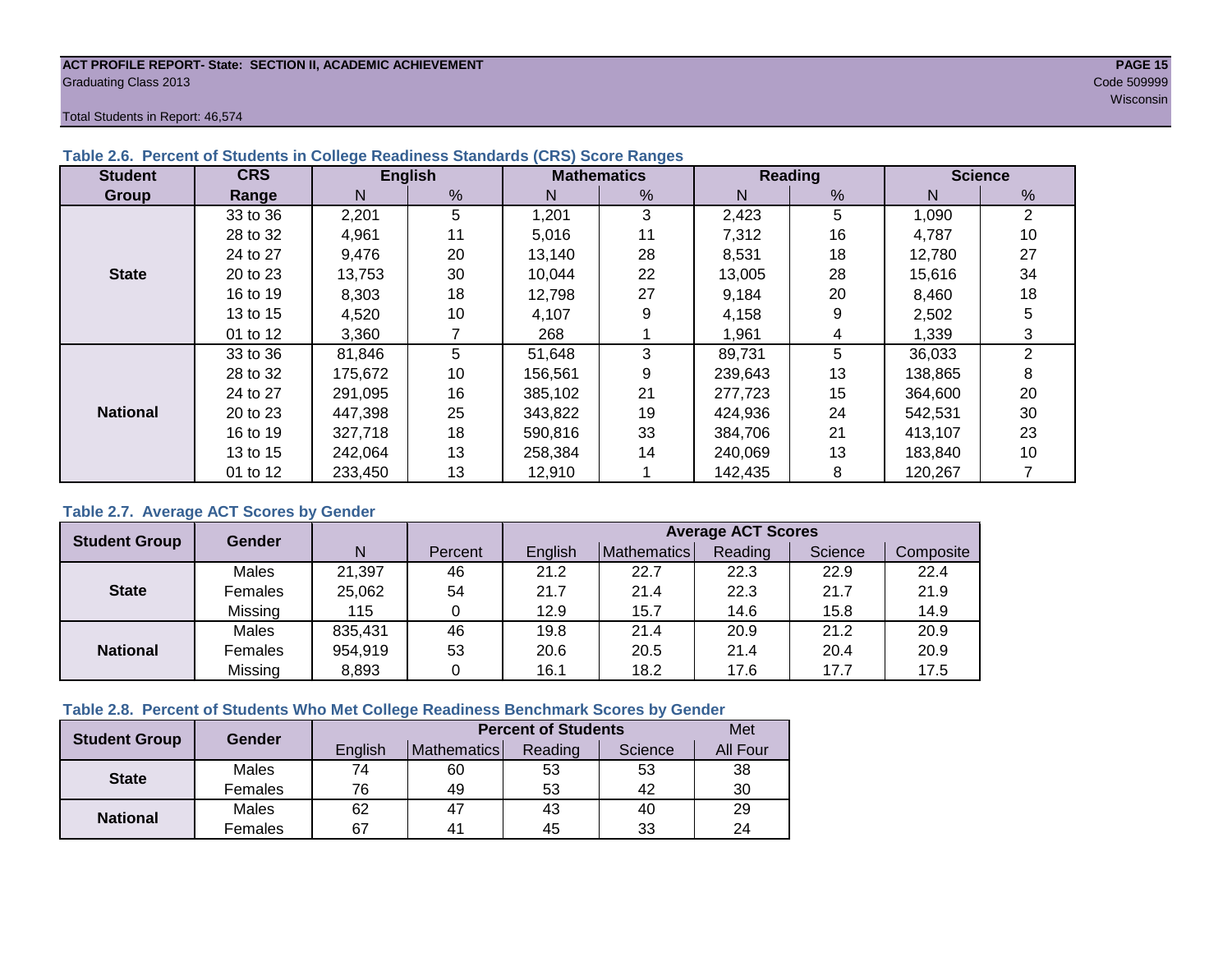**ACT PROFILE REPORT- State: SECTION II, ACADEMIC ACHIEVEMENT**
Graduating Class 2013

Code 509999
Wisconsin

Total Students in Report: 46,574

### Table 2.6. Percent of Students in College Readiness Standards (CRS) Score Ranges

| Student Group | CRS Range | English | | Mathematics | | Reading | | Science | |
|---|---|---|---|---|---|---|---|---|---|
| | | N | % | N | % | N | % | N | % |
| State | 33 to 36 | 2,201 | 5 | 1,201 | 3 | 2,423 | 5 | 1,090 | 2 |
| | 28 to 32 | 4,961 | 11 | 5,016 | 11 | 7,312 | 16 | 4,787 | 10 |
| | 24 to 27 | 9,476 | 20 | 13,140 | 28 | 8,531 | 18 | 12,780 | 27 |
| | 20 to 23 | 13,753 | 30 | 10,044 | 22 | 13,005 | 28 | 15,616 | 34 |
| | 16 to 19 | 8,303 | 18 | 12,798 | 27 | 9,184 | 20 | 8,460 | 18 |
| | 13 to 15 | 4,520 | 10 | 4,107 | 9 | 4,158 | 9 | 2,502 | 5 |
| | 01 to 12 | 3,360 | 7 | 268 | 1 | 1,961 | 4 | 1,339 | 3 |
| National | 33 to 36 | 81,846 | 5 | 51,648 | 3 | 89,731 | 5 | 36,033 | 2 |
| | 28 to 32 | 175,672 | 10 | 156,561 | 9 | 239,643 | 13 | 138,865 | 8 |
| | 24 to 27 | 291,095 | 16 | 385,102 | 21 | 277,723 | 15 | 364,600 | 20 |
| | 20 to 23 | 447,398 | 25 | 343,822 | 19 | 424,936 | 24 | 542,531 | 30 |
| | 16 to 19 | 327,718 | 18 | 590,816 | 33 | 384,706 | 21 | 413,107 | 23 |
| | 13 to 15 | 242,064 | 13 | 258,384 | 14 | 240,069 | 13 | 183,840 | 10 |
| | 01 to 12 | 233,450 | 13 | 12,910 | 1 | 142,435 | 8 | 120,267 | 7 |

### Table 2.7. Average ACT Scores by Gender

| Student Group | Gender | N | Percent | Average ACT Scores | | | | |
|---|---|---|---|---|---|---|---|---|
| | | | | English | Mathematics | Reading | Science | Composite |
| State | Males | 21,397 | 46 | 21.2 | 22.7 | 22.3 | 22.9 | 22.4 |
| | Females | 25,062 | 54 | 21.7 | 21.4 | 22.3 | 21.7 | 21.9 |
| | Missing | 115 | 0 | 12.9 | 15.7 | 14.6 | 15.8 | 14.9 |
| National | Males | 835,431 | 46 | 19.8 | 21.4 | 20.9 | 21.2 | 20.9 |
| | Females | 954,919 | 53 | 20.6 | 20.5 | 21.4 | 20.4 | 20.9 |
| | Missing | 8,893 | 0 | 16.1 | 18.2 | 17.6 | 17.7 | 17.5 |

### Table 2.8. Percent of Students Who Met College Readiness Benchmark Scores by Gender

| Student Group | Gender | Percent of Students | | | | Met |
|---|---|---|---|---|---|---|
| | | English | Mathematics | Reading | Science | All Four |
| State | Males | 74 | 60 | 53 | 53 | 38 |
| | Females | 76 | 49 | 53 | 42 | 30 |
| National | Males | 62 | 47 | 43 | 40 | 29 |
| | Females | 67 | 41 | 45 | 33 | 24 |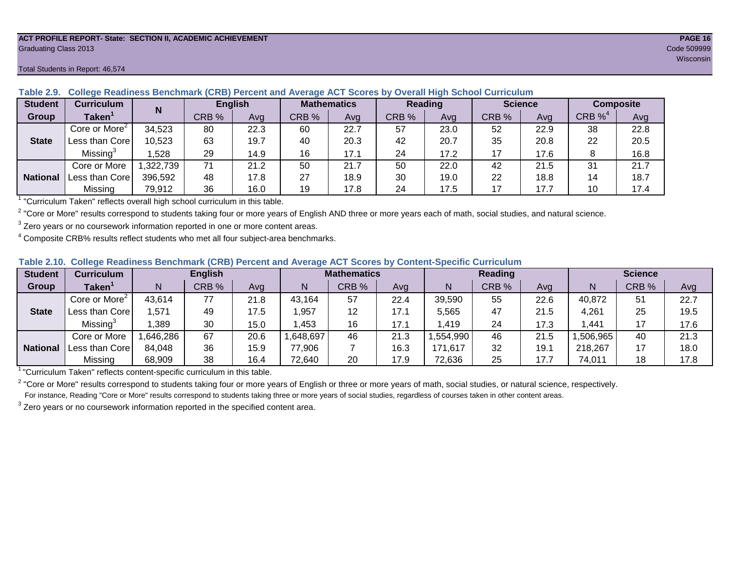ACT PROFILE REPORT- State: SECTION II, ACADEMIC ACHIEVEMENT
Graduating Class 2013
Code 509999
Wisconsin

Total Students in Report: 46,574

**Table 2.9. College Readiness Benchmark (CRB) Percent and Average ACT Scores by Overall High School Curriculum**

| Student Group | Curriculum Taken[1] | N | English | | Mathematics | | Reading | | Science | | Composite | |
|---|---|---|---|---|---|---|---|---|---|---|---|---|
| | | | CRB % | Avg | CRB % | Avg | CRB % | Avg | CRB % | Avg | CRB %[4] | Avg |
| State | Core or More[2] | 34,523 | 80 | 22.3 | 60 | 22.7 | 57 | 23.0 | 52 | 22.9 | 38 | 22.8 |
| | Less than Core | 10,523 | 63 | 19.7 | 40 | 20.3 | 42 | 20.7 | 35 | 20.8 | 22 | 20.5 |
| | Missing[3] | 1,528 | 29 | 14.9 | 16 | 17.1 | 24 | 17.2 | 17 | 17.6 | 8 | 16.8 |
| National | Core or More | 1,322,739 | 71 | 21.2 | 50 | 21.7 | 50 | 22.0 | 42 | 21.5 | 31 | 21.7 |
| | Less than Core | 396,592 | 48 | 17.8 | 27 | 18.9 | 30 | 19.0 | 22 | 18.8 | 14 | 18.7 |
| | Missing | 79,912 | 36 | 16.0 | 19 | 17.8 | 24 | 17.5 | 17 | 17.7 | 10 | 17.4 |

[1] "Curriculum Taken" reflects overall high school curriculum in this table.

[2] "Core or More" results correspond to students taking four or more years of English AND three or more years each of math, social studies, and natural science.

[3] Zero years or no coursework information reported in one or more content areas.

[4] Composite CRB% results reflect students who met all four subject-area benchmarks.

**Table 2.10. College Readiness Benchmark (CRB) Percent and Average ACT Scores by Content-Specific Curriculum**

| Student Group | Curriculum Taken[1] | English | | | Mathematics | | | Reading | | | Science | | |
|---|---|---|---|---|---|---|---|---|---|---|---|---|---|
| | | N | CRB % | Avg | N | CRB % | Avg | N | CRB % | Avg | N | CRB % | Avg |
| State | Core or More[2] | 43,614 | 77 | 21.8 | 43,164 | 57 | 22.4 | 39,590 | 55 | 22.6 | 40,872 | 51 | 22.7 |
| | Less than Core | 1,571 | 49 | 17.5 | 1,957 | 12 | 17.1 | 5,565 | 47 | 21.5 | 4,261 | 25 | 19.5 |
| | Missing[3] | 1,389 | 30 | 15.0 | 1,453 | 16 | 17.1 | 1,419 | 24 | 17.3 | 1,441 | 17 | 17.6 |
| National | Core or More | 1,646,286 | 67 | 20.6 | 1,648,697 | 46 | 21.3 | 1,554,990 | 46 | 21.5 | 1,506,965 | 40 | 21.3 |
| | Less than Core | 84,048 | 36 | 15.9 | 77,906 | 7 | 16.3 | 171,617 | 32 | 19.1 | 218,267 | 17 | 18.0 |
| | Missing | 68,909 | 38 | 16.4 | 72,640 | 20 | 17.9 | 72,636 | 25 | 17.7 | 74,011 | 18 | 17.8 |

[1] "Curriculum Taken" reflects content-specific curriculum in this table.

[2] "Core or More" results correspond to students taking four or more years of English or three or more years of math, social studies, or natural science, respectively.
For instance, Reading "Core or More" results correspond to students taking three or more years of social studies, regardless of courses taken in other content areas.

[3] Zero years or no coursework information reported in the specified content area.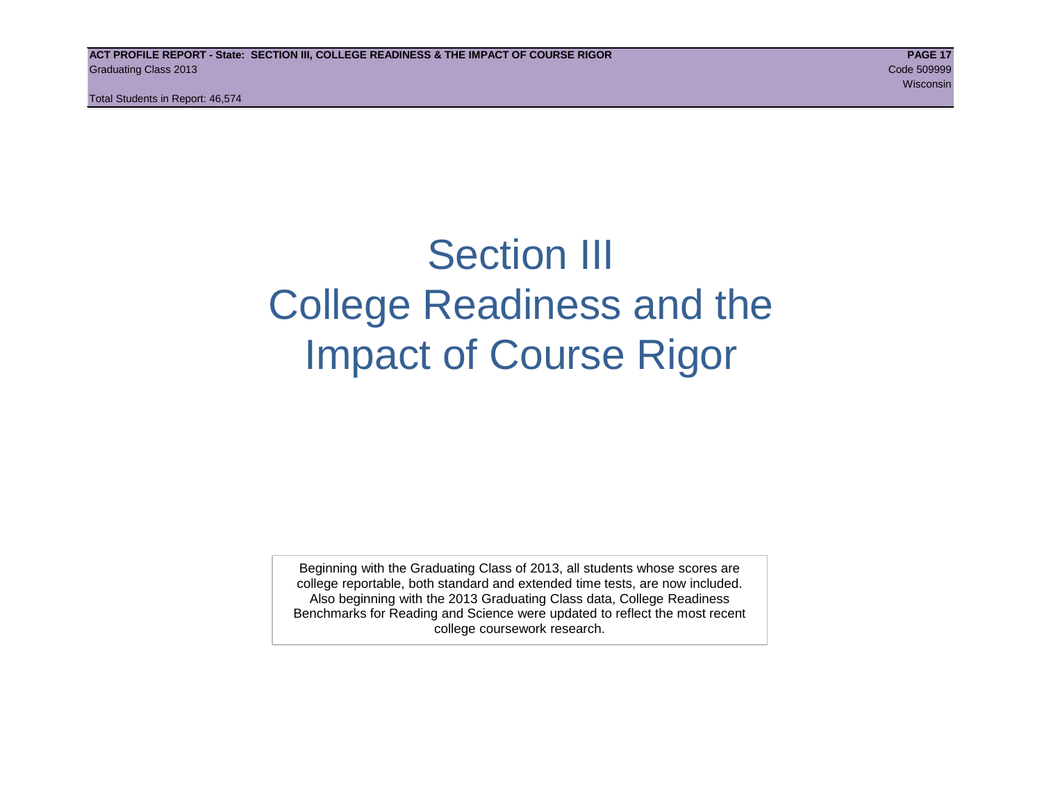# Section III
# College Readiness and the Impact of Course Rigor

Beginning with the Graduating Class of 2013, all students whose scores are college reportable, both standard and extended time tests, are now included. Also beginning with the 2013 Graduating Class data, College Readiness Benchmarks for Reading and Science were updated to reflect the most recent college coursework research.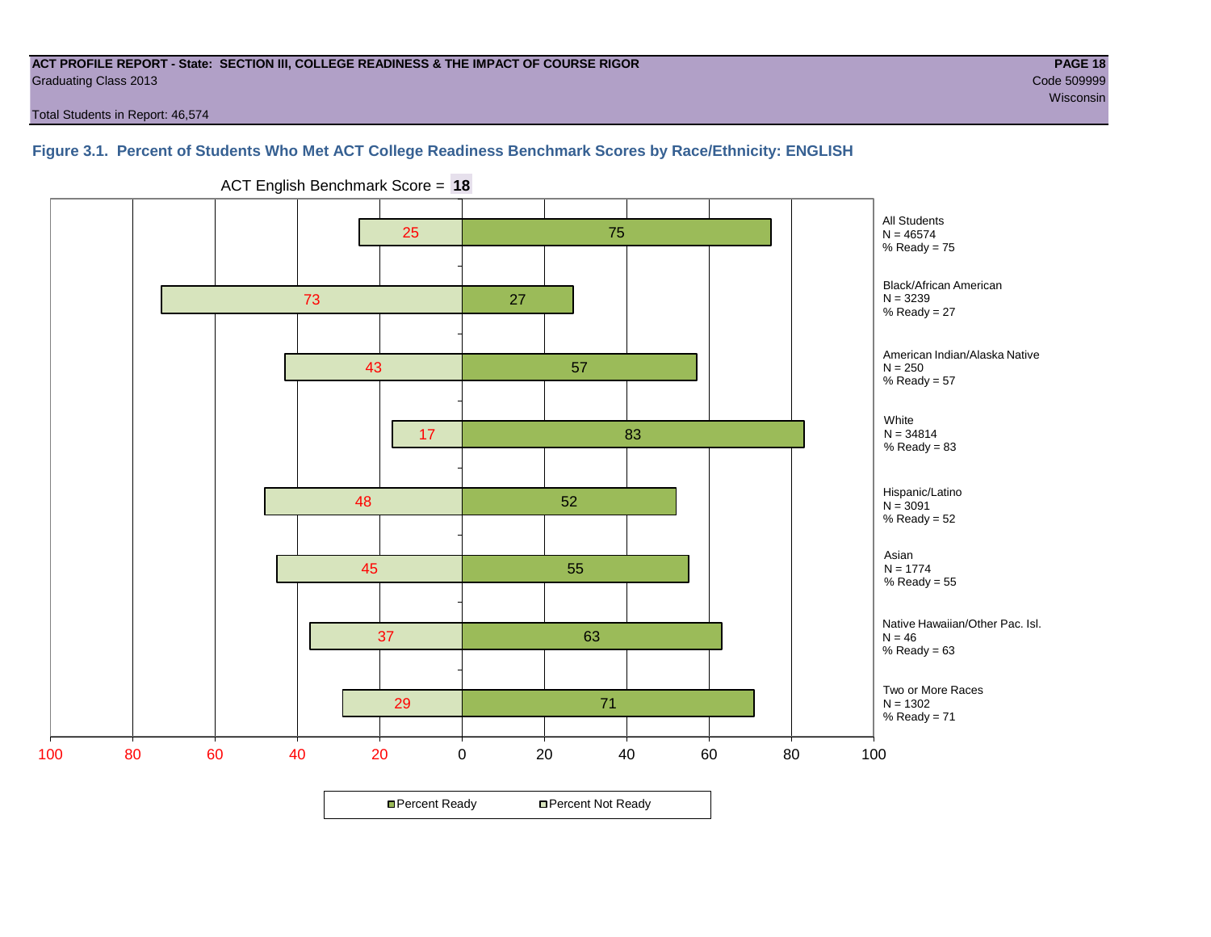**ACT PROFILE REPORT - State: SECTION III, COLLEGE READINESS & THE IMPACT OF COURSE RIGOR**
Graduating Class 2013

Code 509999
Wisconsin

Total Students in Report: 46,574

### Figure 3.1. Percent of Students Who Met ACT College Readiness Benchmark Scores by Race/Ethnicity: ENGLISH

ACT English Benchmark Score = **18**

| Group | N | Percent Not Ready | Percent Ready | % Ready |
|---|---|---|---|---|
| All Students | 46574 | 25 | 75 | 75 |
| Black/African American | 3239 | 73 | 27 | 27 |
| American Indian/Alaska Native | 250 | 43 | 57 | 57 |
| White | 34814 | 17 | 83 | 83 |
| Hispanic/Latino | 3091 | 48 | 52 | 52 |
| Asian | 1774 | 45 | 55 | 55 |
| Native Hawaiian/Other Pac. Isl. | 46 | 37 | 63 | 63 |
| Two or More Races | 1302 | 29 | 71 | 71 |

Percent Ready | Percent Not Ready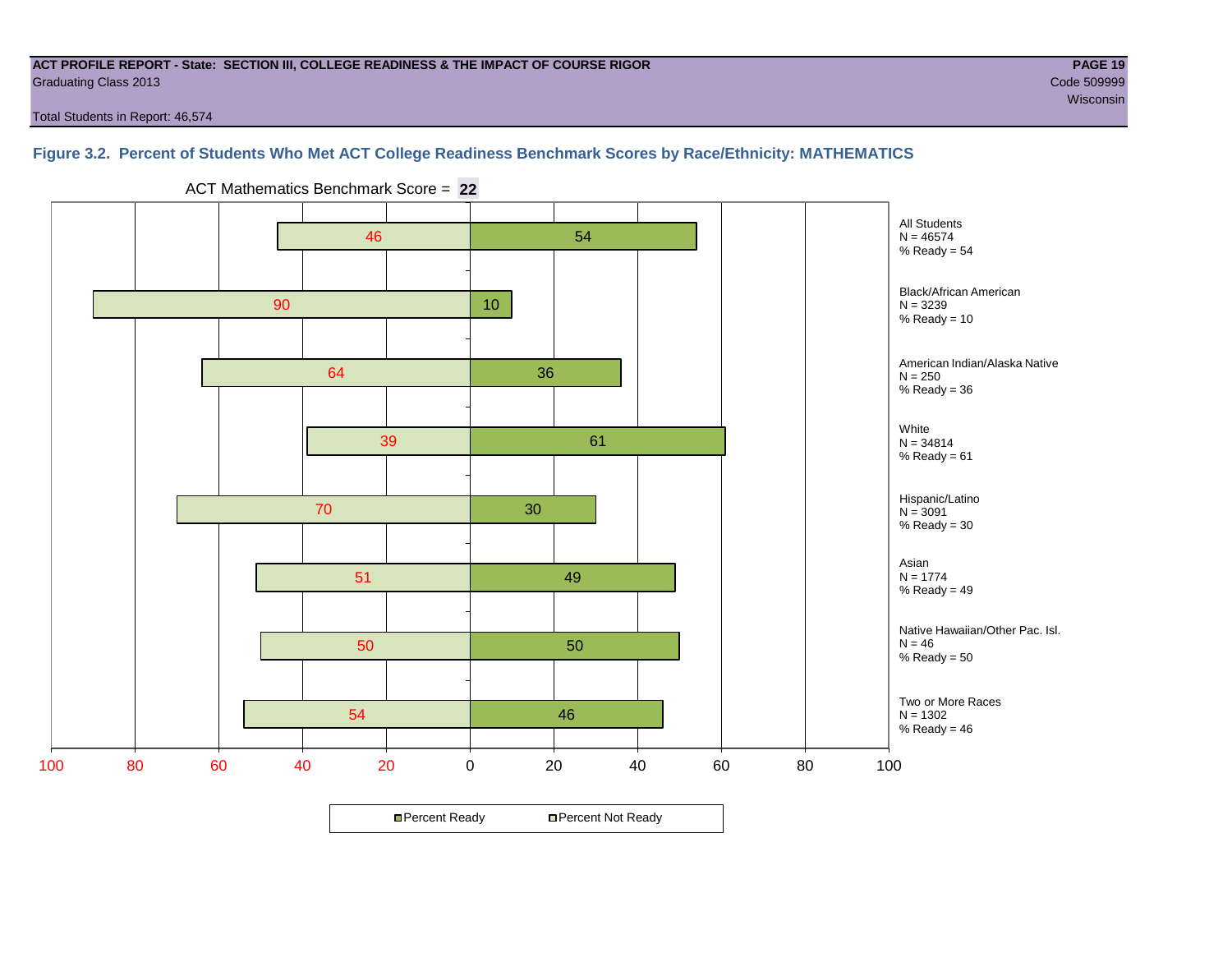**ACT PROFILE REPORT - State: SECTION III, COLLEGE READINESS & THE IMPACT OF COURSE RIGOR**

Graduating Class 2013

Code 509999

Wisconsin

Total Students in Report: 46,574

## Figure 3.2. Percent of Students Who Met ACT College Readiness Benchmark Scores by Race/Ethnicity: MATHEMATICS

ACT Mathematics Benchmark Score = **22**

| Group | N | Percent Not Ready | Percent Ready | % Ready |
|---|---|---|---|---|
| All Students | 46574 | 46 | 54 | 54 |
| Black/African American | 3239 | 90 | 10 | 10 |
| American Indian/Alaska Native | 250 | 64 | 36 | 36 |
| White | 34814 | 39 | 61 | 61 |
| Hispanic/Latino | 3091 | 70 | 30 | 30 |
| Asian | 1774 | 51 | 49 | 49 |
| Native Hawaiian/Other Pac. Isl. | 46 | 50 | 50 | 50 |
| Two or More Races | 1302 | 54 | 46 | 46 |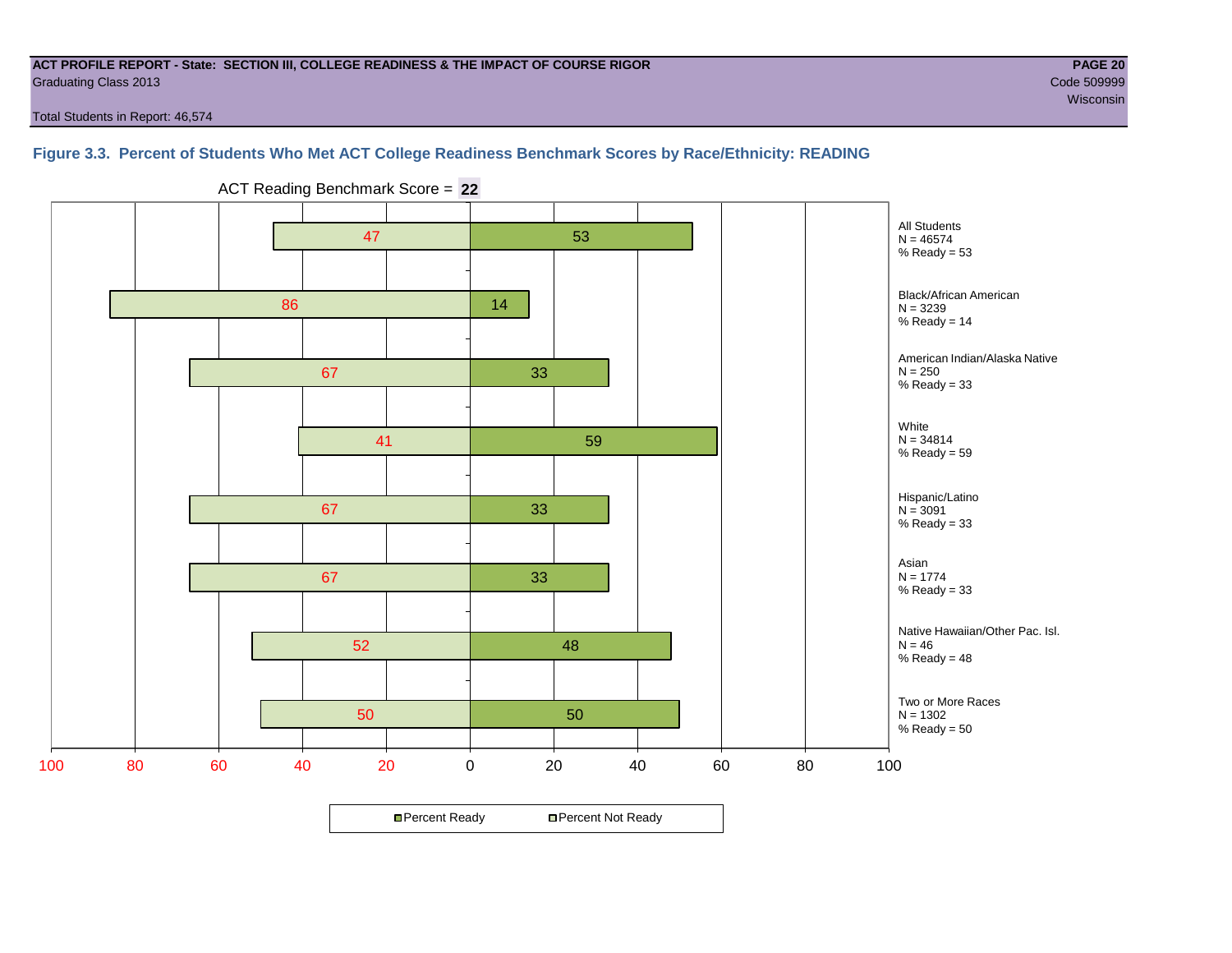**ACT PROFILE REPORT - State: SECTION III, COLLEGE READINESS & THE IMPACT OF COURSE RIGOR**
Graduating Class 2013

**PAGE 20**
Code 509999
Wisconsin

Total Students in Report: 46,574

### Figure 3.3. Percent of Students Who Met ACT College Readiness Benchmark Scores by Race/Ethnicity: READING

ACT Reading Benchmark Score = **22**

| Group | N | Percent Not Ready | Percent Ready |
|---|---|---|---|
| All Students | 46574 | 47 | 53 |
| Black/African American | 3239 | 86 | 14 |
| American Indian/Alaska Native | 250 | 67 | 33 |
| White | 34814 | 41 | 59 |
| Hispanic/Latino | 3091 | 67 | 33 |
| Asian | 1774 | 67 | 33 |
| Native Hawaiian/Other Pac. Isl. | 46 | 52 | 48 |
| Two or More Races | 1302 | 50 | 50 |

All Students
N = 46574
% Ready = 53

Black/African American
N = 3239
% Ready = 14

American Indian/Alaska Native
N = 250
% Ready = 33

White
N = 34814
% Ready = 59

Hispanic/Latino
N = 3091
% Ready = 33

Asian
N = 1774
% Ready = 33

Native Hawaiian/Other Pac. Isl.
N = 46
% Ready = 48

Two or More Races
N = 1302
% Ready = 50

100 80 60 40 20 0 20 40 60 80 100

Percent Ready | Percent Not Ready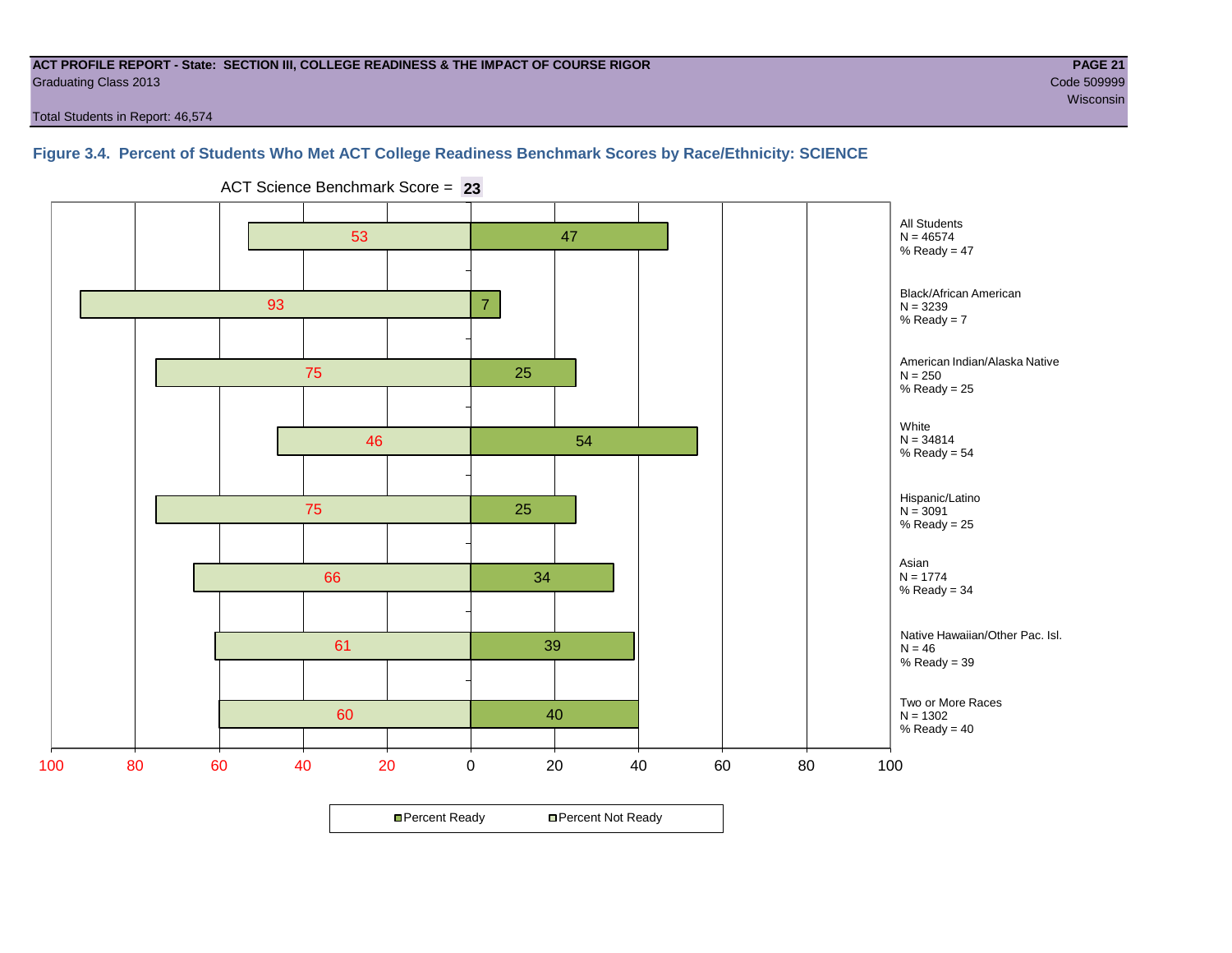ACT PROFILE REPORT - State: SECTION III, COLLEGE READINESS & THE IMPACT OF COURSE RIGOR
Graduating Class 2013

Code 509999
Wisconsin

Total Students in Report: 46,574

### Figure 3.4. Percent of Students Who Met ACT College Readiness Benchmark Scores by Race/Ethnicity: SCIENCE

ACT Science Benchmark Score = **23**

| Group | N | Percent Not Ready | Percent Ready |
|---|---|---|---|
| All Students | 46574 | 53 | 47 |
| Black/African American | 3239 | 93 | 7 |
| American Indian/Alaska Native | 250 | 75 | 25 |
| White | 34814 | 46 | 54 |
| Hispanic/Latino | 3091 | 75 | 25 |
| Asian | 1774 | 66 | 34 |
| Native Hawaiian/Other Pac. Isl. | 46 | 61 | 39 |
| Two or More Races | 1302 | 60 | 40 |

All Students
N = 46574
% Ready = 47

Black/African American
N = 3239
% Ready = 7

American Indian/Alaska Native
N = 250
% Ready = 25

White
N = 34814
% Ready = 54

Hispanic/Latino
N = 3091
% Ready = 25

Asian
N = 1774
% Ready = 34

Native Hawaiian/Other Pac. Isl.
N = 46
% Ready = 39

Two or More Races
N = 1302
% Ready = 40

Percent Ready | Percent Not Ready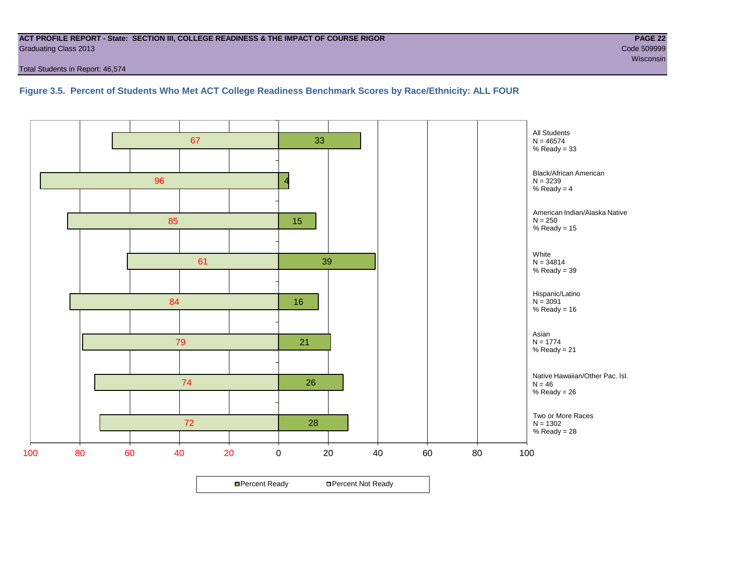ACT PROFILE REPORT - State: SECTION III, COLLEGE READINESS & THE IMPACT OF COURSE RIGOR

Graduating Class 2013

Code 509999

Wisconsin

Total Students in Report: 46,574

### Figure 3.5. Percent of Students Who Met ACT College Readiness Benchmark Scores by Race/Ethnicity: ALL FOUR

| Group | N | Percent Not Ready | Percent Ready |
|---|---|---|---|
| All Students | 46574 | 67 | 33 |
| Black/African American | 3239 | 96 | 4 |
| American Indian/Alaska Native | 250 | 85 | 15 |
| White | 34814 | 61 | 39 |
| Hispanic/Latino | 3091 | 84 | 16 |
| Asian | 1774 | 79 | 21 |
| Native Hawaiian/Other Pac. Isl. | 46 | 74 | 26 |
| Two or More Races | 1302 | 72 | 28 |

Percent Ready | Percent Not Ready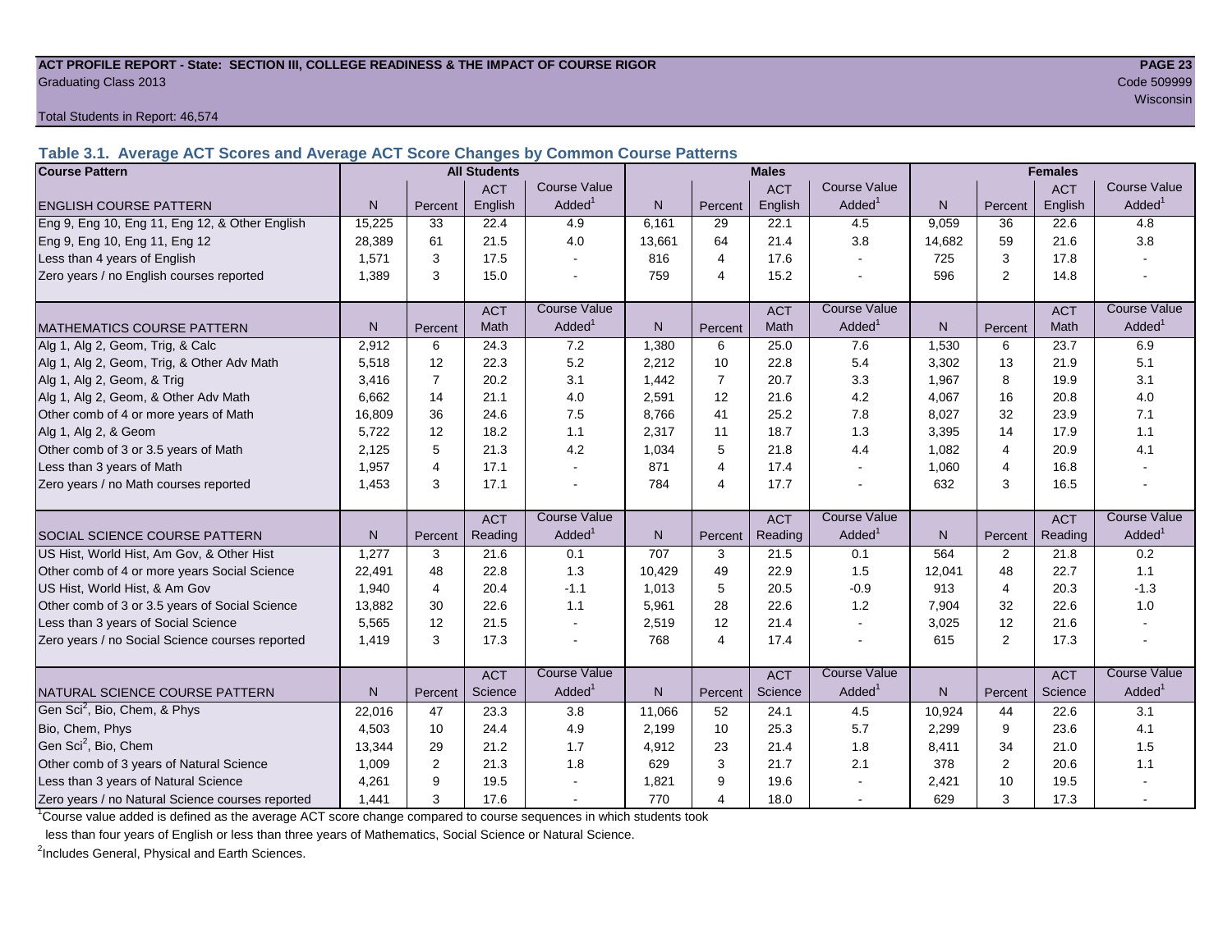ACT PROFILE REPORT - State: SECTION III, COLLEGE READINESS & THE IMPACT OF COURSE RIGOR

Graduating Class 2013

Code 509999

Wisconsin

Total Students in Report: 46,574

## Table 3.1. Average ACT Scores and Average ACT Score Changes by Common Course Patterns

| Course Pattern | All Students | | | | Males | | | | Females | | | |
|---|---|---|---|---|---|---|---|---|---|---|---|---|
| ENGLISH COURSE PATTERN | N | Percent | ACT English | Course Value Added[1] | N | Percent | ACT English | Course Value Added[1] | N | Percent | ACT English | Course Value Added[1] |
| Eng 9, Eng 10, Eng 11, Eng 12, & Other English | 15,225 | 33 | 22.4 | 4.9 | 6,161 | 29 | 22.1 | 4.5 | 9,059 | 36 | 22.6 | 4.8 |
| Eng 9, Eng 10, Eng 11, Eng 12 | 28,389 | 61 | 21.5 | 4.0 | 13,661 | 64 | 21.4 | 3.8 | 14,682 | 59 | 21.6 | 3.8 |
| Less than 4 years of English | 1,571 | 3 | 17.5 | - | 816 | 4 | 17.6 | - | 725 | 3 | 17.8 | - |
| Zero years / no English courses reported | 1,389 | 3 | 15.0 | - | 759 | 4 | 15.2 | - | 596 | 2 | 14.8 | - |
| MATHEMATICS COURSE PATTERN | N | Percent | ACT Math | Course Value Added[1] | N | Percent | ACT Math | Course Value Added[1] | N | Percent | ACT Math | Course Value Added[1] |
| Alg 1, Alg 2, Geom, Trig, & Calc | 2,912 | 6 | 24.3 | 7.2 | 1,380 | 6 | 25.0 | 7.6 | 1,530 | 6 | 23.7 | 6.9 |
| Alg 1, Alg 2, Geom, Trig, & Other Adv Math | 5,518 | 12 | 22.3 | 5.2 | 2,212 | 10 | 22.8 | 5.4 | 3,302 | 13 | 21.9 | 5.1 |
| Alg 1, Alg 2, Geom, & Trig | 3,416 | 7 | 20.2 | 3.1 | 1,442 | 7 | 20.7 | 3.3 | 1,967 | 8 | 19.9 | 3.1 |
| Alg 1, Alg 2, Geom, & Other Adv Math | 6,662 | 14 | 21.1 | 4.0 | 2,591 | 12 | 21.6 | 4.2 | 4,067 | 16 | 20.8 | 4.0 |
| Other comb of 4 or more years of Math | 16,809 | 36 | 24.6 | 7.5 | 8,766 | 41 | 25.2 | 7.8 | 8,027 | 32 | 23.9 | 7.1 |
| Alg 1, Alg 2, & Geom | 5,722 | 12 | 18.2 | 1.1 | 2,317 | 11 | 18.7 | 1.3 | 3,395 | 14 | 17.9 | 1.1 |
| Other comb of 3 or 3.5 years of Math | 2,125 | 5 | 21.3 | 4.2 | 1,034 | 5 | 21.8 | 4.4 | 1,082 | 4 | 20.9 | 4.1 |
| Less than 3 years of Math | 1,957 | 4 | 17.1 | - | 871 | 4 | 17.4 | - | 1,060 | 4 | 16.8 | - |
| Zero years / no Math courses reported | 1,453 | 3 | 17.1 | - | 784 | 4 | 17.7 | - | 632 | 3 | 16.5 | - |
| SOCIAL SCIENCE COURSE PATTERN | N | Percent | ACT Reading | Course Value Added[1] | N | Percent | ACT Reading | Course Value Added[1] | N | Percent | ACT Reading | Course Value Added[1] |
| US Hist, World Hist, Am Gov, & Other Hist | 1,277 | 3 | 21.6 | 0.1 | 707 | 3 | 21.5 | 0.1 | 564 | 2 | 21.8 | 0.2 |
| Other comb of 4 or more years Social Science | 22,491 | 48 | 22.8 | 1.3 | 10,429 | 49 | 22.9 | 1.5 | 12,041 | 48 | 22.7 | 1.1 |
| US Hist, World Hist, & Am Gov | 1,940 | 4 | 20.4 | -1.1 | 1,013 | 5 | 20.5 | -0.9 | 913 | 4 | 20.3 | -1.3 |
| Other comb of 3 or 3.5 years of Social Science | 13,882 | 30 | 22.6 | 1.1 | 5,961 | 28 | 22.6 | 1.2 | 7,904 | 32 | 22.6 | 1.0 |
| Less than 3 years of Social Science | 5,565 | 12 | 21.5 | - | 2,519 | 12 | 21.4 | - | 3,025 | 12 | 21.6 | - |
| Zero years / no Social Science courses reported | 1,419 | 3 | 17.3 | - | 768 | 4 | 17.4 | - | 615 | 2 | 17.3 | - |
| NATURAL SCIENCE COURSE PATTERN | N | Percent | ACT Science | Course Value Added[1] | N | Percent | ACT Science | Course Value Added[1] | N | Percent | ACT Science | Course Value Added[1] |
| Gen Sci[2], Bio, Chem, & Phys | 22,016 | 47 | 23.3 | 3.8 | 11,066 | 52 | 24.1 | 4.5 | 10,924 | 44 | 22.6 | 3.1 |
| Bio, Chem, Phys | 4,503 | 10 | 24.4 | 4.9 | 2,199 | 10 | 25.3 | 5.7 | 2,299 | 9 | 23.6 | 4.1 |
| Gen Sci[2], Bio, Chem | 13,344 | 29 | 21.2 | 1.7 | 4,912 | 23 | 21.4 | 1.8 | 8,411 | 34 | 21.0 | 1.5 |
| Other comb of 3 years of Natural Science | 1,009 | 2 | 21.3 | 1.8 | 629 | 3 | 21.7 | 2.1 | 378 | 2 | 20.6 | 1.1 |
| Less than 3 years of Natural Science | 4,261 | 9 | 19.5 | - | 1,821 | 9 | 19.6 | - | 2,421 | 10 | 19.5 | - |
| Zero years / no Natural Science courses reported | 1,441 | 3 | 17.6 | - | 770 | 4 | 18.0 | - | 629 | 3 | 17.3 | - |

[1]Course value added is defined as the average ACT score change compared to course sequences in which students took less than four years of English or less than three years of Mathematics, Social Science or Natural Science.

[2]Includes General, Physical and Earth Sciences.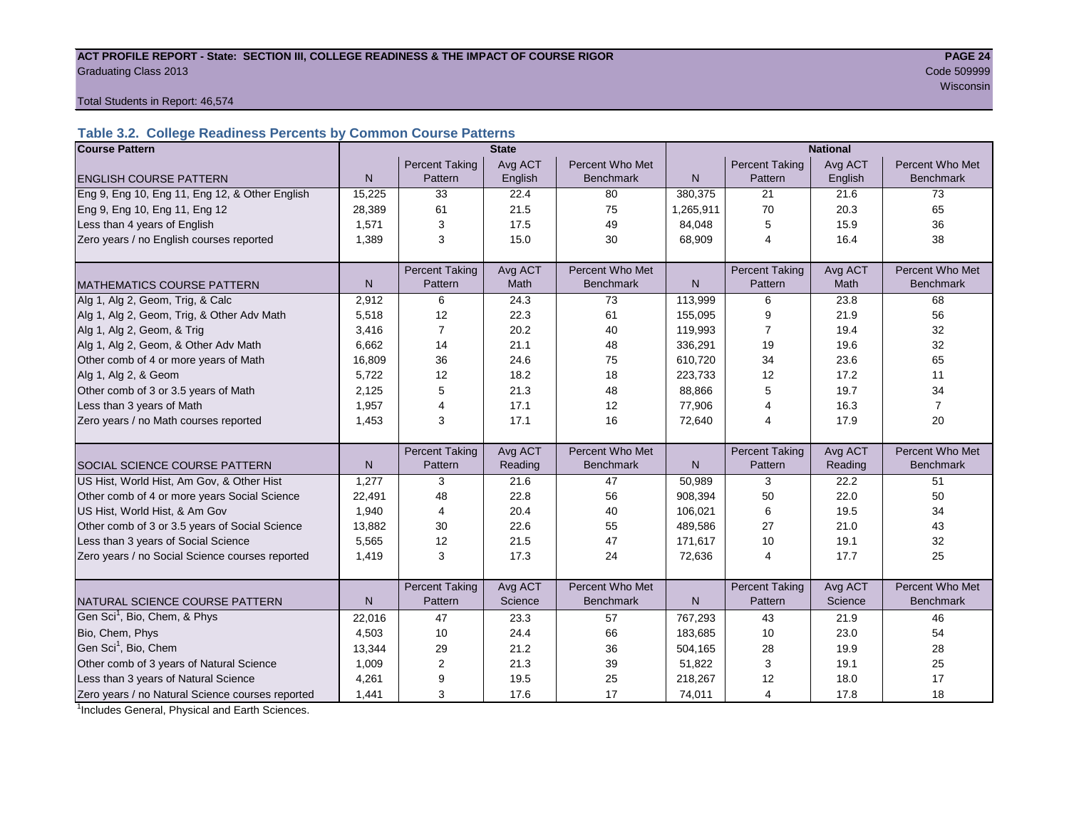**ACT PROFILE REPORT - State: SECTION III, COLLEGE READINESS & THE IMPACT OF COURSE RIGOR**

Graduating Class 2013

Code 509999

Wisconsin

Total Students in Report: 46,574

### Table 3.2. College Readiness Percents by Common Course Patterns

| Course Pattern | State | | | | National | | | |
|---|---|---|---|---|---|---|---|---|
| ENGLISH COURSE PATTERN | N | Percent Taking Pattern | Avg ACT English | Percent Who Met Benchmark | N | Percent Taking Pattern | Avg ACT English | Percent Who Met Benchmark |
| Eng 9, Eng 10, Eng 11, Eng 12, & Other English | 15,225 | 33 | 22.4 | 80 | 380,375 | 21 | 21.6 | 73 |
| Eng 9, Eng 10, Eng 11, Eng 12 | 28,389 | 61 | 21.5 | 75 | 1,265,911 | 70 | 20.3 | 65 |
| Less than 4 years of English | 1,571 | 3 | 17.5 | 49 | 84,048 | 5 | 15.9 | 36 |
| Zero years / no English courses reported | 1,389 | 3 | 15.0 | 30 | 68,909 | 4 | 16.4 | 38 |
| MATHEMATICS COURSE PATTERN | N | Percent Taking Pattern | Avg ACT Math | Percent Who Met Benchmark | N | Percent Taking Pattern | Avg ACT Math | Percent Who Met Benchmark |
| Alg 1, Alg 2, Geom, Trig, & Calc | 2,912 | 6 | 24.3 | 73 | 113,999 | 6 | 23.8 | 68 |
| Alg 1, Alg 2, Geom, Trig, & Other Adv Math | 5,518 | 12 | 22.3 | 61 | 155,095 | 9 | 21.9 | 56 |
| Alg 1, Alg 2, Geom, & Trig | 3,416 | 7 | 20.2 | 40 | 119,993 | 7 | 19.4 | 32 |
| Alg 1, Alg 2, Geom, & Other Adv Math | 6,662 | 14 | 21.1 | 48 | 336,291 | 19 | 19.6 | 32 |
| Other comb of 4 or more years of Math | 16,809 | 36 | 24.6 | 75 | 610,720 | 34 | 23.6 | 65 |
| Alg 1, Alg 2, & Geom | 5,722 | 12 | 18.2 | 18 | 223,733 | 12 | 17.2 | 11 |
| Other comb of 3 or 3.5 years of Math | 2,125 | 5 | 21.3 | 48 | 88,866 | 5 | 19.7 | 34 |
| Less than 3 years of Math | 1,957 | 4 | 17.1 | 12 | 77,906 | 4 | 16.3 | 7 |
| Zero years / no Math courses reported | 1,453 | 3 | 17.1 | 16 | 72,640 | 4 | 17.9 | 20 |
| SOCIAL SCIENCE COURSE PATTERN | N | Percent Taking Pattern | Avg ACT Reading | Percent Who Met Benchmark | N | Percent Taking Pattern | Avg ACT Reading | Percent Who Met Benchmark |
| US Hist, World Hist, Am Gov, & Other Hist | 1,277 | 3 | 21.6 | 47 | 50,989 | 3 | 22.2 | 51 |
| Other comb of 4 or more years Social Science | 22,491 | 48 | 22.8 | 56 | 908,394 | 50 | 22.0 | 50 |
| US Hist, World Hist, & Am Gov | 1,940 | 4 | 20.4 | 40 | 106,021 | 6 | 19.5 | 34 |
| Other comb of 3 or 3.5 years of Social Science | 13,882 | 30 | 22.6 | 55 | 489,586 | 27 | 21.0 | 43 |
| Less than 3 years of Social Science | 5,565 | 12 | 21.5 | 47 | 171,617 | 10 | 19.1 | 32 |
| Zero years / no Social Science courses reported | 1,419 | 3 | 17.3 | 24 | 72,636 | 4 | 17.7 | 25 |
| NATURAL SCIENCE COURSE PATTERN | N | Percent Taking Pattern | Avg ACT Science | Percent Who Met Benchmark | N | Percent Taking Pattern | Avg ACT Science | Percent Who Met Benchmark |
| Gen Sci[1], Bio, Chem, & Phys | 22,016 | 47 | 23.3 | 57 | 767,293 | 43 | 21.9 | 46 |
| Bio, Chem, Phys | 4,503 | 10 | 24.4 | 66 | 183,685 | 10 | 23.0 | 54 |
| Gen Sci[1], Bio, Chem | 13,344 | 29 | 21.2 | 36 | 504,165 | 28 | 19.9 | 28 |
| Other comb of 3 years of Natural Science | 1,009 | 2 | 21.3 | 39 | 51,822 | 3 | 19.1 | 25 |
| Less than 3 years of Natural Science | 4,261 | 9 | 19.5 | 25 | 218,267 | 12 | 18.0 | 17 |
| Zero years / no Natural Science courses reported | 1,441 | 3 | 17.6 | 17 | 74,011 | 4 | 17.8 | 18 |

[1]Includes General, Physical and Earth Sciences.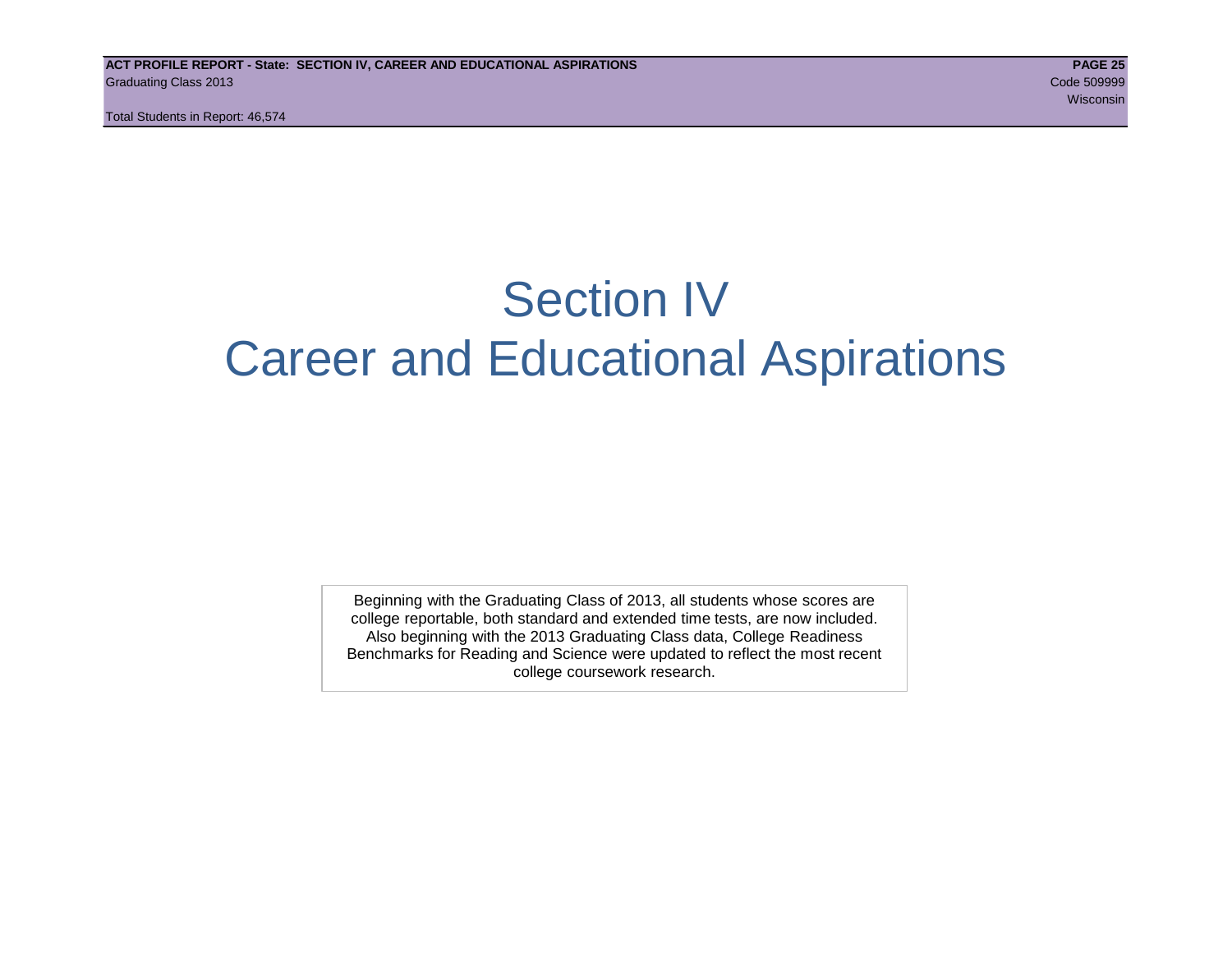# Section IV
# Career and Educational Aspirations

Beginning with the Graduating Class of 2013, all students whose scores are college reportable, both standard and extended time tests, are now included. Also beginning with the 2013 Graduating Class data, College Readiness Benchmarks for Reading and Science were updated to reflect the most recent college coursework research.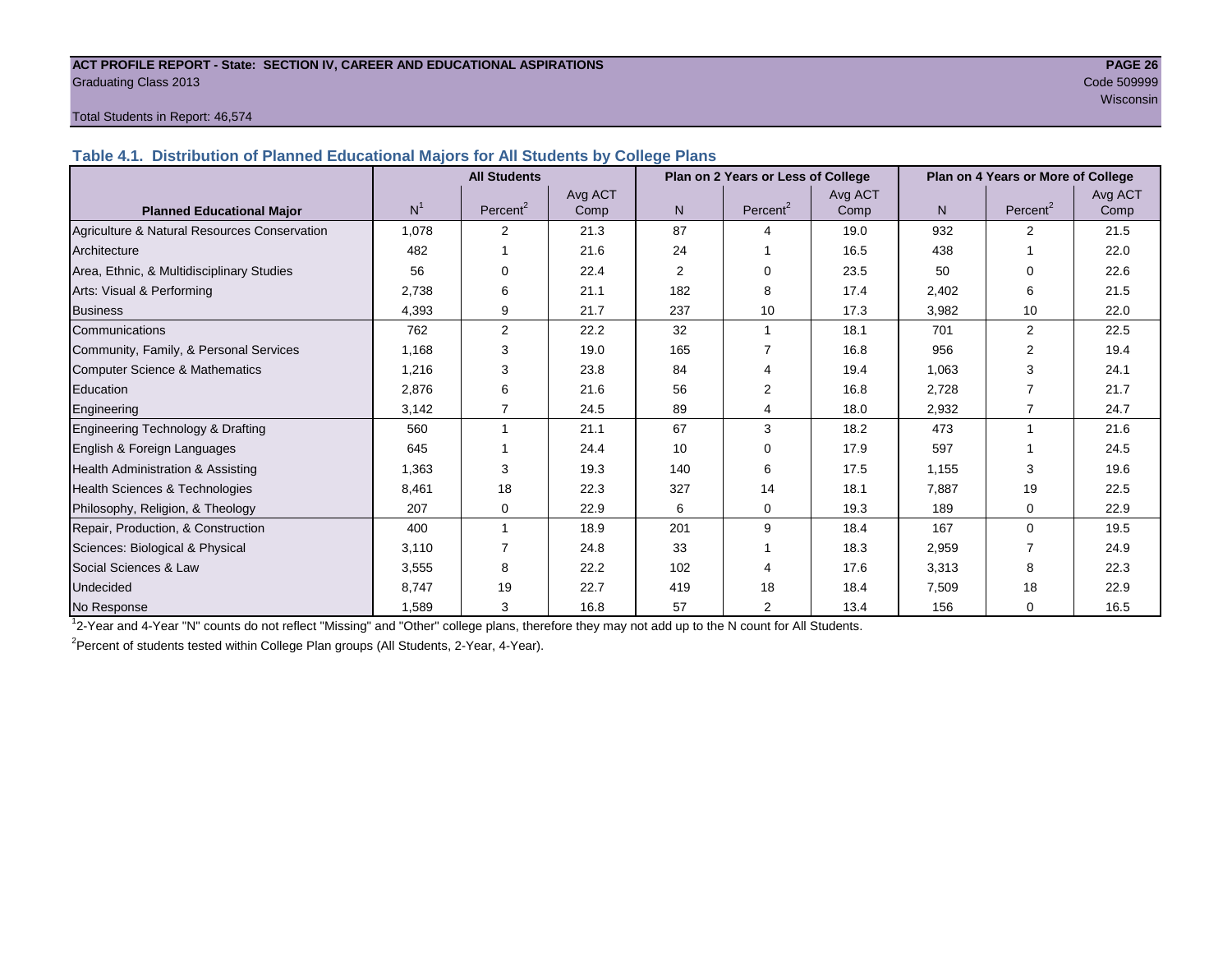**ACT PROFILE REPORT - State: SECTION IV, CAREER AND EDUCATIONAL ASPIRATIONS**
Graduating Class 2013
Code 509999
Wisconsin

Total Students in Report: 46,574

## Table 4.1. Distribution of Planned Educational Majors for All Students by College Plans

| Planned Educational Major | All Students | | | Plan on 2 Years or Less of College | | | Plan on 4 Years or More of College | | |
|---|---|---|---|---|---|---|---|---|---|
| | N[1] | Percent[2] | Avg ACT Comp | N | Percent[2] | Avg ACT Comp | N | Percent[2] | Avg ACT Comp |
| Agriculture & Natural Resources Conservation | 1,078 | 2 | 21.3 | 87 | 4 | 19.0 | 932 | 2 | 21.5 |
| Architecture | 482 | 1 | 21.6 | 24 | 1 | 16.5 | 438 | 1 | 22.0 |
| Area, Ethnic, & Multidisciplinary Studies | 56 | 0 | 22.4 | 2 | 0 | 23.5 | 50 | 0 | 22.6 |
| Arts: Visual & Performing | 2,738 | 6 | 21.1 | 182 | 8 | 17.4 | 2,402 | 6 | 21.5 |
| Business | 4,393 | 9 | 21.7 | 237 | 10 | 17.3 | 3,982 | 10 | 22.0 |
| Communications | 762 | 2 | 22.2 | 32 | 1 | 18.1 | 701 | 2 | 22.5 |
| Community, Family, & Personal Services | 1,168 | 3 | 19.0 | 165 | 7 | 16.8 | 956 | 2 | 19.4 |
| Computer Science & Mathematics | 1,216 | 3 | 23.8 | 84 | 4 | 19.4 | 1,063 | 3 | 24.1 |
| Education | 2,876 | 6 | 21.6 | 56 | 2 | 16.8 | 2,728 | 7 | 21.7 |
| Engineering | 3,142 | 7 | 24.5 | 89 | 4 | 18.0 | 2,932 | 7 | 24.7 |
| Engineering Technology & Drafting | 560 | 1 | 21.1 | 67 | 3 | 18.2 | 473 | 1 | 21.6 |
| English & Foreign Languages | 645 | 1 | 24.4 | 10 | 0 | 17.9 | 597 | 1 | 24.5 |
| Health Administration & Assisting | 1,363 | 3 | 19.3 | 140 | 6 | 17.5 | 1,155 | 3 | 19.6 |
| Health Sciences & Technologies | 8,461 | 18 | 22.3 | 327 | 14 | 18.1 | 7,887 | 19 | 22.5 |
| Philosophy, Religion, & Theology | 207 | 0 | 22.9 | 6 | 0 | 19.3 | 189 | 0 | 22.9 |
| Repair, Production, & Construction | 400 | 1 | 18.9 | 201 | 9 | 18.4 | 167 | 0 | 19.5 |
| Sciences: Biological & Physical | 3,110 | 7 | 24.8 | 33 | 1 | 18.3 | 2,959 | 7 | 24.9 |
| Social Sciences & Law | 3,555 | 8 | 22.2 | 102 | 4 | 17.6 | 3,313 | 8 | 22.3 |
| Undecided | 8,747 | 19 | 22.7 | 419 | 18 | 18.4 | 7,509 | 18 | 22.9 |
| No Response | 1,589 | 3 | 16.8 | 57 | 2 | 13.4 | 156 | 0 | 16.5 |

[1]2-Year and 4-Year "N" counts do not reflect "Missing" and "Other" college plans, therefore they may not add up to the N count for All Students.

[2]Percent of students tested within College Plan groups (All Students, 2-Year, 4-Year).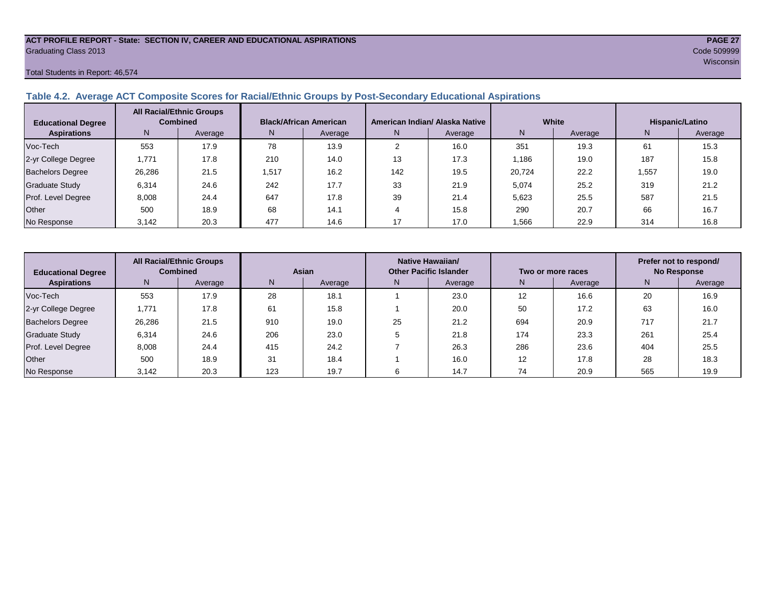**ACT PROFILE REPORT - State: SECTION IV, CAREER AND EDUCATIONAL ASPIRATIONS**
Graduating Class 2013

Code 509999
Wisconsin

Total Students in Report: 46,574

### Table 4.2. Average ACT Composite Scores for Racial/Ethnic Groups by Post-Secondary Educational Aspirations

| Educational Degree Aspirations | All Racial/Ethnic Groups Combined | | Black/African American | | American Indian/ Alaska Native | | White | | Hispanic/Latino | |
|---|---|---|---|---|---|---|---|---|---|---|
| | N | Average | N | Average | N | Average | N | Average | N | Average |
| Voc-Tech | 553 | 17.9 | 78 | 13.9 | 2 | 16.0 | 351 | 19.3 | 61 | 15.3 |
| 2-yr College Degree | 1,771 | 17.8 | 210 | 14.0 | 13 | 17.3 | 1,186 | 19.0 | 187 | 15.8 |
| Bachelors Degree | 26,286 | 21.5 | 1,517 | 16.2 | 142 | 19.5 | 20,724 | 22.2 | 1,557 | 19.0 |
| Graduate Study | 6,314 | 24.6 | 242 | 17.7 | 33 | 21.9 | 5,074 | 25.2 | 319 | 21.2 |
| Prof. Level Degree | 8,008 | 24.4 | 647 | 17.8 | 39 | 21.4 | 5,623 | 25.5 | 587 | 21.5 |
| Other | 500 | 18.9 | 68 | 14.1 | 4 | 15.8 | 290 | 20.7 | 66 | 16.7 |
| No Response | 3,142 | 20.3 | 477 | 14.6 | 17 | 17.0 | 1,566 | 22.9 | 314 | 16.8 |

| Educational Degree Aspirations | All Racial/Ethnic Groups Combined | | Asian | | Native Hawaiian/ Other Pacific Islander | | Two or more races | | Prefer not to respond/ No Response | |
|---|---|---|---|---|---|---|---|---|---|---|
| | N | Average | N | Average | N | Average | N | Average | N | Average |
| Voc-Tech | 553 | 17.9 | 28 | 18.1 | 1 | 23.0 | 12 | 16.6 | 20 | 16.9 |
| 2-yr College Degree | 1,771 | 17.8 | 61 | 15.8 | 1 | 20.0 | 50 | 17.2 | 63 | 16.0 |
| Bachelors Degree | 26,286 | 21.5 | 910 | 19.0 | 25 | 21.2 | 694 | 20.9 | 717 | 21.7 |
| Graduate Study | 6,314 | 24.6 | 206 | 23.0 | 5 | 21.8 | 174 | 23.3 | 261 | 25.4 |
| Prof. Level Degree | 8,008 | 24.4 | 415 | 24.2 | 7 | 26.3 | 286 | 23.6 | 404 | 25.5 |
| Other | 500 | 18.9 | 31 | 18.4 | 1 | 16.0 | 12 | 17.8 | 28 | 18.3 |
| No Response | 3,142 | 20.3 | 123 | 19.7 | 6 | 14.7 | 74 | 20.9 | 565 | 19.9 |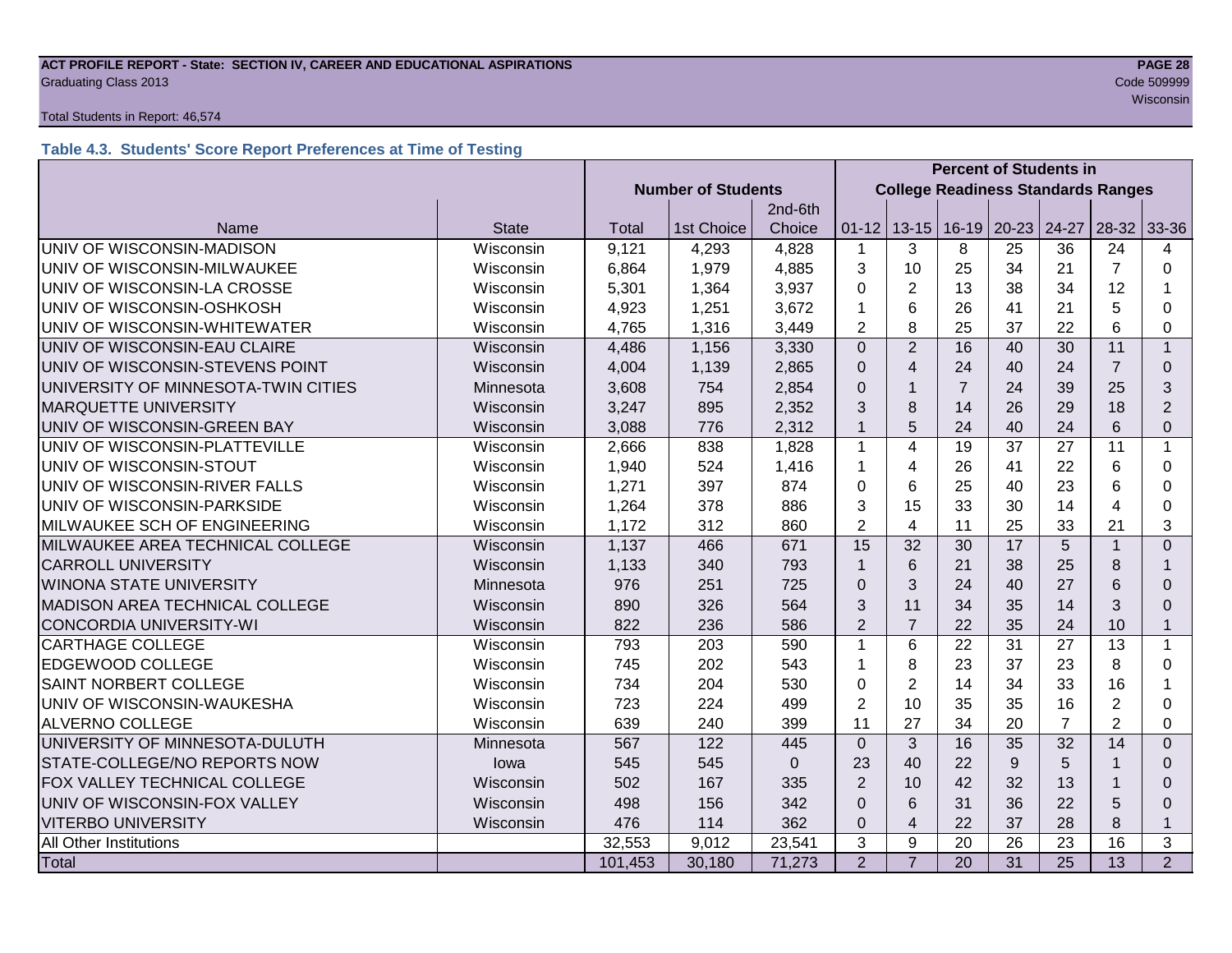**ACT PROFILE REPORT - State: SECTION IV, CAREER AND EDUCATIONAL ASPIRATIONS**
Graduating Class 2013
Code 509999
Wisconsin

Total Students in Report: 46,574

## Table 4.3. Students' Score Report Preferences at Time of Testing

| | | Number of Students | | | Percent of Students in College Readiness Standards Ranges | | | | | | |
|---|---|---|---|---|---|---|---|---|---|---|---|
| Name | State | Total | 1st Choice | 2nd-6th Choice | 01-12 | 13-15 | 16-19 | 20-23 | 24-27 | 28-32 | 33-36 |
| UNIV OF WISCONSIN-MADISON | Wisconsin | 9,121 | 4,293 | 4,828 | 1 | 3 | 8 | 25 | 36 | 24 | 4 |
| UNIV OF WISCONSIN-MILWAUKEE | Wisconsin | 6,864 | 1,979 | 4,885 | 3 | 10 | 25 | 34 | 21 | 7 | 0 |
| UNIV OF WISCONSIN-LA CROSSE | Wisconsin | 5,301 | 1,364 | 3,937 | 0 | 2 | 13 | 38 | 34 | 12 | 1 |
| UNIV OF WISCONSIN-OSHKOSH | Wisconsin | 4,923 | 1,251 | 3,672 | 1 | 6 | 26 | 41 | 21 | 5 | 0 |
| UNIV OF WISCONSIN-WHITEWATER | Wisconsin | 4,765 | 1,316 | 3,449 | 2 | 8 | 25 | 37 | 22 | 6 | 0 |
| UNIV OF WISCONSIN-EAU CLAIRE | Wisconsin | 4,486 | 1,156 | 3,330 | 0 | 2 | 16 | 40 | 30 | 11 | 1 |
| UNIV OF WISCONSIN-STEVENS POINT | Wisconsin | 4,004 | 1,139 | 2,865 | 0 | 4 | 24 | 40 | 24 | 7 | 0 |
| UNIVERSITY OF MINNESOTA-TWIN CITIES | Minnesota | 3,608 | 754 | 2,854 | 0 | 1 | 7 | 24 | 39 | 25 | 3 |
| MARQUETTE UNIVERSITY | Wisconsin | 3,247 | 895 | 2,352 | 3 | 8 | 14 | 26 | 29 | 18 | 2 |
| UNIV OF WISCONSIN-GREEN BAY | Wisconsin | 3,088 | 776 | 2,312 | 1 | 5 | 24 | 40 | 24 | 6 | 0 |
| UNIV OF WISCONSIN-PLATTEVILLE | Wisconsin | 2,666 | 838 | 1,828 | 1 | 4 | 19 | 37 | 27 | 11 | 1 |
| UNIV OF WISCONSIN-STOUT | Wisconsin | 1,940 | 524 | 1,416 | 1 | 4 | 26 | 41 | 22 | 6 | 0 |
| UNIV OF WISCONSIN-RIVER FALLS | Wisconsin | 1,271 | 397 | 874 | 0 | 6 | 25 | 40 | 23 | 6 | 0 |
| UNIV OF WISCONSIN-PARKSIDE | Wisconsin | 1,264 | 378 | 886 | 3 | 15 | 33 | 30 | 14 | 4 | 0 |
| MILWAUKEE SCH OF ENGINEERING | Wisconsin | 1,172 | 312 | 860 | 2 | 4 | 11 | 25 | 33 | 21 | 3 |
| MILWAUKEE AREA TECHNICAL COLLEGE | Wisconsin | 1,137 | 466 | 671 | 15 | 32 | 30 | 17 | 5 | 1 | 0 |
| CARROLL UNIVERSITY | Wisconsin | 1,133 | 340 | 793 | 1 | 6 | 21 | 38 | 25 | 8 | 1 |
| WINONA STATE UNIVERSITY | Minnesota | 976 | 251 | 725 | 0 | 3 | 24 | 40 | 27 | 6 | 0 |
| MADISON AREA TECHNICAL COLLEGE | Wisconsin | 890 | 326 | 564 | 3 | 11 | 34 | 35 | 14 | 3 | 0 |
| CONCORDIA UNIVERSITY-WI | Wisconsin | 822 | 236 | 586 | 2 | 7 | 22 | 35 | 24 | 10 | 1 |
| CARTHAGE COLLEGE | Wisconsin | 793 | 203 | 590 | 1 | 6 | 22 | 31 | 27 | 13 | 1 |
| EDGEWOOD COLLEGE | Wisconsin | 745 | 202 | 543 | 1 | 8 | 23 | 37 | 23 | 8 | 0 |
| SAINT NORBERT COLLEGE | Wisconsin | 734 | 204 | 530 | 0 | 2 | 14 | 34 | 33 | 16 | 1 |
| UNIV OF WISCONSIN-WAUKESHA | Wisconsin | 723 | 224 | 499 | 2 | 10 | 35 | 35 | 16 | 2 | 0 |
| ALVERNO COLLEGE | Wisconsin | 639 | 240 | 399 | 11 | 27 | 34 | 20 | 7 | 2 | 0 |
| UNIVERSITY OF MINNESOTA-DULUTH | Minnesota | 567 | 122 | 445 | 0 | 3 | 16 | 35 | 32 | 14 | 0 |
| STATE-COLLEGE/NO REPORTS NOW | Iowa | 545 | 545 | 0 | 23 | 40 | 22 | 9 | 5 | 1 | 0 |
| FOX VALLEY TECHNICAL COLLEGE | Wisconsin | 502 | 167 | 335 | 2 | 10 | 42 | 32 | 13 | 1 | 0 |
| UNIV OF WISCONSIN-FOX VALLEY | Wisconsin | 498 | 156 | 342 | 0 | 6 | 31 | 36 | 22 | 5 | 0 |
| VITERBO UNIVERSITY | Wisconsin | 476 | 114 | 362 | 0 | 4 | 22 | 37 | 28 | 8 | 1 |
| All Other Institutions | | 32,553 | 9,012 | 23,541 | 3 | 9 | 20 | 26 | 23 | 16 | 3 |
| Total | | 101,453 | 30,180 | 71,273 | 2 | 7 | 20 | 31 | 25 | 13 | 2 |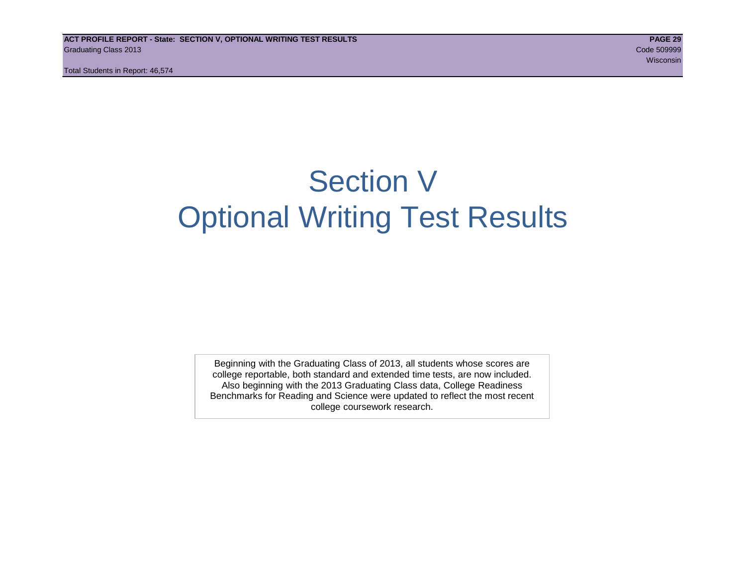# Section V
# Optional Writing Test Results

Beginning with the Graduating Class of 2013, all students whose scores are college reportable, both standard and extended time tests, are now included. Also beginning with the 2013 Graduating Class data, College Readiness Benchmarks for Reading and Science were updated to reflect the most recent college coursework research.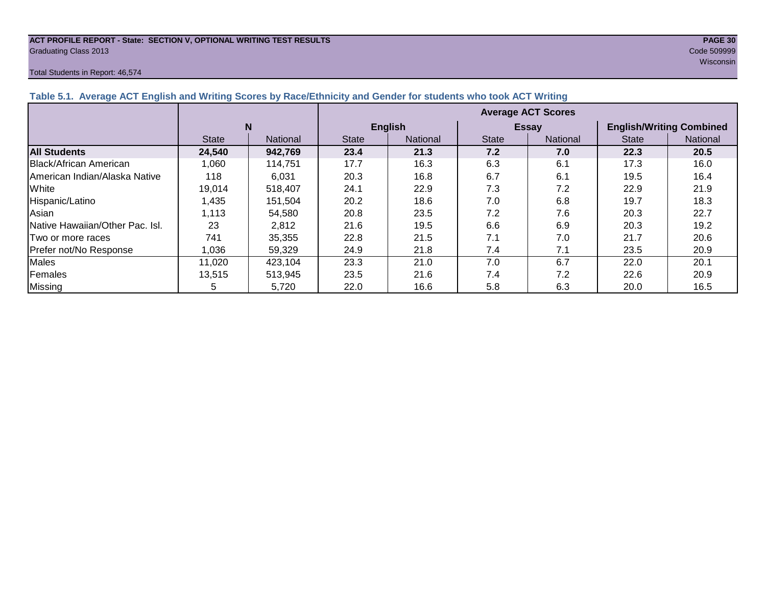ACT PROFILE REPORT - State: SECTION V, OPTIONAL WRITING TEST RESULTS
Graduating Class 2013

Code 509999
Wisconsin

Total Students in Report: 46,574

### Table 5.1. Average ACT English and Writing Scores by Race/Ethnicity and Gender for students who took ACT Writing

| | N | | Average ACT Scores | | | | | |
|---|---|---|---|---|---|---|---|---|
| | | | English | | Essay | | English/Writing Combined | |
| | State | National | State | National | State | National | State | National |
| **All Students** | **24,540** | **942,769** | **23.4** | **21.3** | **7.2** | **7.0** | **22.3** | **20.5** |
| Black/African American | 1,060 | 114,751 | 17.7 | 16.3 | 6.3 | 6.1 | 17.3 | 16.0 |
| American Indian/Alaska Native | 118 | 6,031 | 20.3 | 16.8 | 6.7 | 6.1 | 19.5 | 16.4 |
| White | 19,014 | 518,407 | 24.1 | 22.9 | 7.3 | 7.2 | 22.9 | 21.9 |
| Hispanic/Latino | 1,435 | 151,504 | 20.2 | 18.6 | 7.0 | 6.8 | 19.7 | 18.3 |
| Asian | 1,113 | 54,580 | 20.8 | 23.5 | 7.2 | 7.6 | 20.3 | 22.7 |
| Native Hawaiian/Other Pac. Isl. | 23 | 2,812 | 21.6 | 19.5 | 6.6 | 6.9 | 20.3 | 19.2 |
| Two or more races | 741 | 35,355 | 22.8 | 21.5 | 7.1 | 7.0 | 21.7 | 20.6 |
| Prefer not/No Response | 1,036 | 59,329 | 24.9 | 21.8 | 7.4 | 7.1 | 23.5 | 20.9 |
| Males | 11,020 | 423,104 | 23.3 | 21.0 | 7.0 | 6.7 | 22.0 | 20.1 |
| Females | 13,515 | 513,945 | 23.5 | 21.6 | 7.4 | 7.2 | 22.6 | 20.9 |
| Missing | 5 | 5,720 | 22.0 | 16.6 | 5.8 | 6.3 | 20.0 | 16.5 |